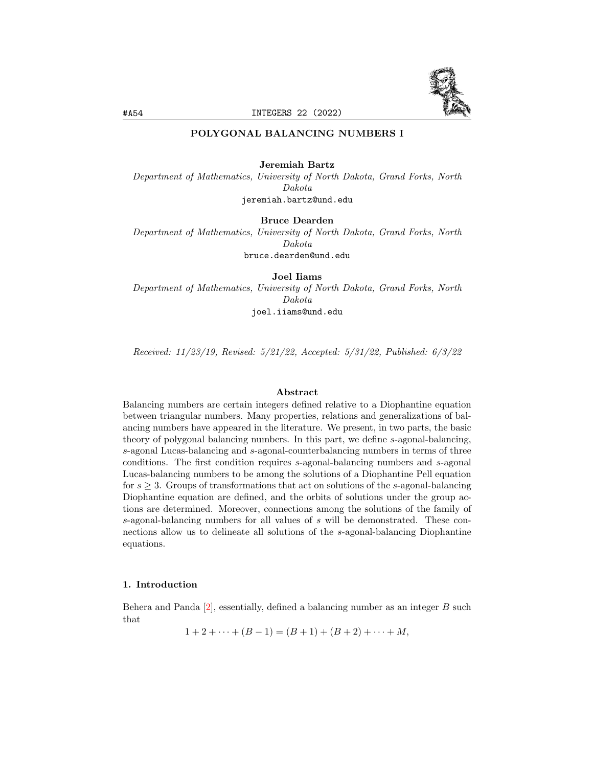# POLYGONAL BALANCING NUMBERS I

**Jeremiah Bartz**
*Department of Mathematics, University of North Dakota, Grand Forks, North Dakota*
jeremiah.bartz@und.edu

**Bruce Dearden**
*Department of Mathematics, University of North Dakota, Grand Forks, North Dakota*
bruce.dearden@und.edu

**Joel Iiams**
*Department of Mathematics, University of North Dakota, Grand Forks, North Dakota*
joel.iiams@und.edu

*Received: 11/23/19, Revised: 5/21/22, Accepted: 5/31/22, Published: 6/3/22*

## Abstract

Balancing numbers are certain integers defined relative to a Diophantine equation between triangular numbers. Many properties, relations and generalizations of balancing numbers have appeared in the literature. We present, in two parts, the basic theory of polygonal balancing numbers. In this part, we define $s$-agonal-balancing, $s$-agonal Lucas-balancing and $s$-agonal-counterbalancing numbers in terms of three conditions. The first condition requires $s$-agonal-balancing numbers and $s$-agonal Lucas-balancing numbers to be among the solutions of a Diophantine Pell equation for $s \geq 3$. Groups of transformations that act on solutions of the $s$-agonal-balancing Diophantine equation are defined, and the orbits of solutions under the group actions are determined. Moreover, connections among the solutions of the family of $s$-agonal-balancing numbers for all values of $s$ will be demonstrated. These connections allow us to delineate all solutions of the $s$-agonal-balancing Diophantine equations.

## 1. Introduction

Behera and Panda [2], essentially, defined a balancing number as an integer $B$ such that

$$1 + 2 + \cdots + (B - 1) = (B + 1) + (B + 2) + \cdots + M,$$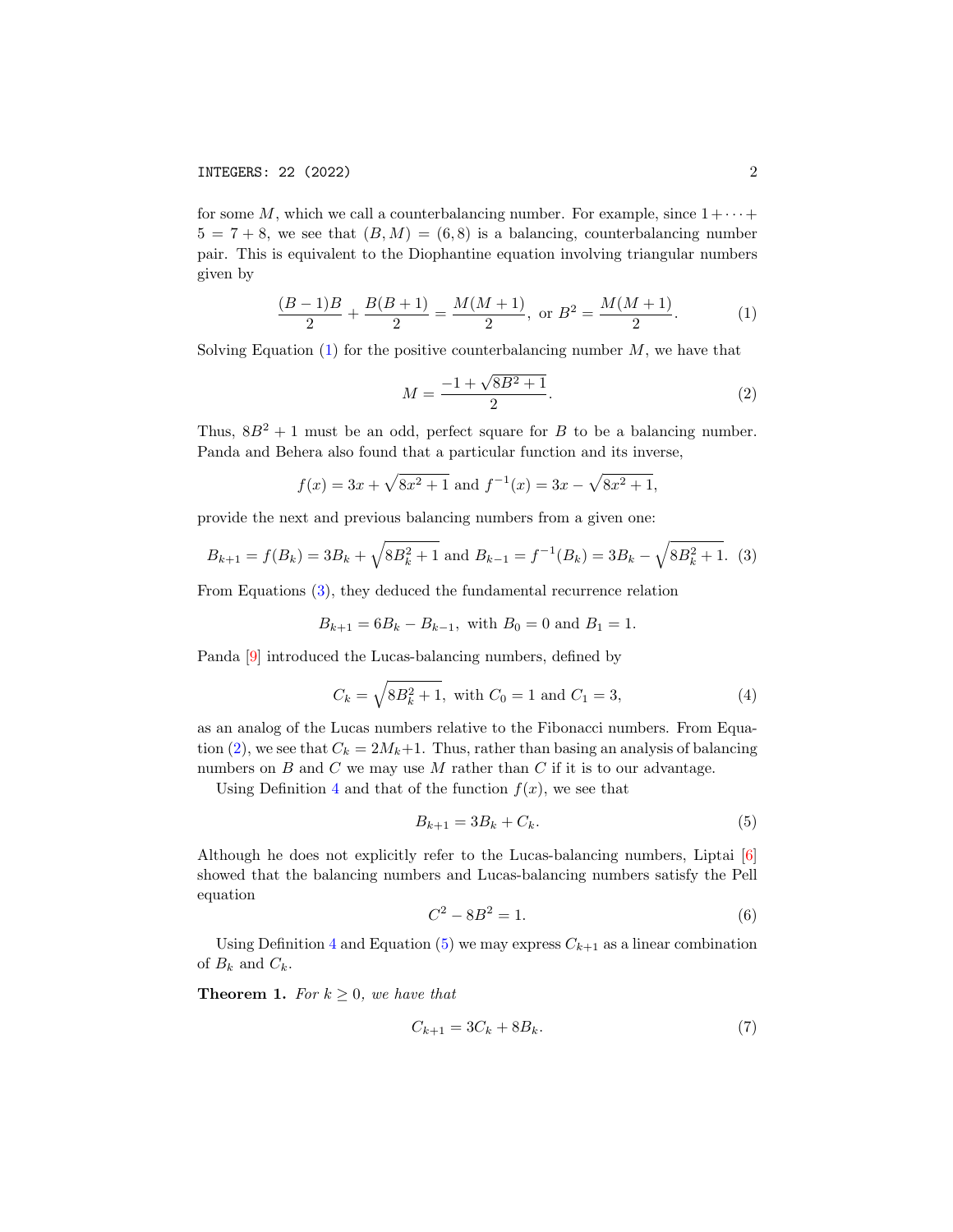for some $M$, which we call a counterbalancing number. For example, since $1+\cdots+5 = 7+8$, we see that $(B, M) = (6, 8)$ is a balancing, counterbalancing number pair. This is equivalent to the Diophantine equation involving triangular numbers given by

$$\frac{(B-1)B}{2} + \frac{B(B+1)}{2} = \frac{M(M+1)}{2}, \text{ or } B^2 = \frac{M(M+1)}{2}. \tag{1}$$

Solving Equation (1) for the positive counterbalancing number $M$, we have that

$$M = \frac{-1+\sqrt{8B^2+1}}{2}. \tag{2}$$

Thus, $8B^2+1$ must be an odd, perfect square for $B$ to be a balancing number. Panda and Behera also found that a particular function and its inverse,

$$f(x) = 3x + \sqrt{8x^2+1} \text{ and } f^{-1}(x) = 3x - \sqrt{8x^2+1},$$

provide the next and previous balancing numbers from a given one:

$$B_{k+1} = f(B_k) = 3B_k + \sqrt{8B_k^2+1} \text{ and } B_{k-1} = f^{-1}(B_k) = 3B_k - \sqrt{8B_k^2+1}. \tag{3}$$

From Equations (3), they deduced the fundamental recurrence relation

$$B_{k+1} = 6B_k - B_{k-1}, \text{ with } B_0 = 0 \text{ and } B_1 = 1.$$

Panda [9] introduced the Lucas-balancing numbers, defined by

$$C_k = \sqrt{8B_k^2+1}, \text{ with } C_0 = 1 \text{ and } C_1 = 3, \tag{4}$$

as an analog of the Lucas numbers relative to the Fibonacci numbers. From Equation (2), we see that $C_k = 2M_k+1$. Thus, rather than basing an analysis of balancing numbers on $B$ and $C$ we may use $M$ rather than $C$ if it is to our advantage.

Using Definition 4 and that of the function $f(x)$, we see that

$$B_{k+1} = 3B_k + C_k. \tag{5}$$

Although he does not explicitly refer to the Lucas-balancing numbers, Liptai [6] showed that the balancing numbers and Lucas-balancing numbers satisfy the Pell equation

$$C^2 - 8B^2 = 1. \tag{6}$$

Using Definition 4 and Equation (5) we may express $C_{k+1}$ as a linear combination of $B_k$ and $C_k$.

**Theorem 1.** *For $k \geq 0$, we have that*

$$C_{k+1} = 3C_k + 8B_k. \tag{7}$$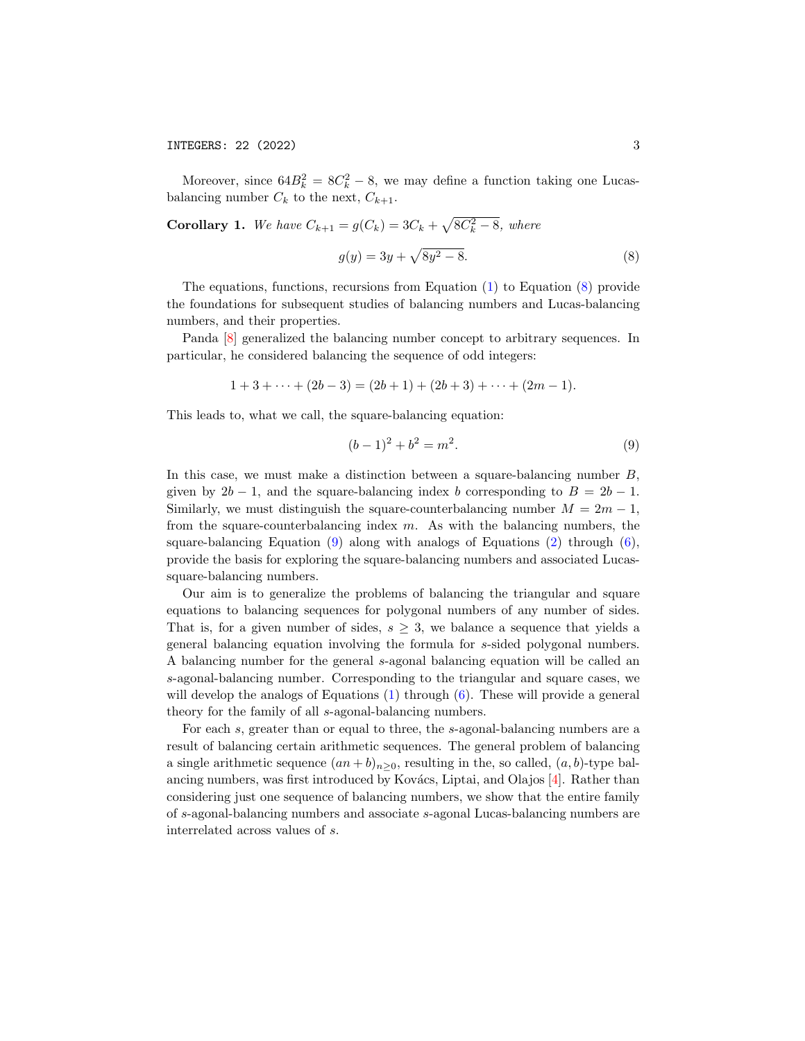Moreover, since $64B_k^2 = 8C_k^2 - 8$, we may define a function taking one Lucas-balancing number $C_k$ to the next, $C_{k+1}$.

**Corollary 1.** *We have $C_{k+1} = g(C_k) = 3C_k + \sqrt{8C_k^2 - 8}$, where*

$$g(y) = 3y + \sqrt{8y^2 - 8}. \tag{8}$$

The equations, functions, recursions from Equation (1) to Equation (8) provide the foundations for subsequent studies of balancing numbers and Lucas-balancing numbers, and their properties.

Panda [8] generalized the balancing number concept to arbitrary sequences. In particular, he considered balancing the sequence of odd integers:

$$1 + 3 + \cdots + (2b - 3) = (2b + 1) + (2b + 3) + \cdots + (2m - 1).$$

This leads to, what we call, the square-balancing equation:

$$(b - 1)^2 + b^2 = m^2. \tag{9}$$

In this case, we must make a distinction between a square-balancing number $B$, given by $2b - 1$, and the square-balancing index $b$ corresponding to $B = 2b - 1$. Similarly, we must distinguish the square-counterbalancing number $M = 2m - 1$, from the square-counterbalancing index $m$. As with the balancing numbers, the square-balancing Equation (9) along with analogs of Equations (2) through (6), provide the basis for exploring the square-balancing numbers and associated Lucas-square-balancing numbers.

Our aim is to generalize the problems of balancing the triangular and square equations to balancing sequences for polygonal numbers of any number of sides. That is, for a given number of sides, $s \geq 3$, we balance a sequence that yields a general balancing equation involving the formula for $s$-sided polygonal numbers. A balancing number for the general $s$-agonal balancing equation will be called an $s$-agonal-balancing number. Corresponding to the triangular and square cases, we will develop the analogs of Equations (1) through (6). These will provide a general theory for the family of all $s$-agonal-balancing numbers.

For each $s$, greater than or equal to three, the $s$-agonal-balancing numbers are a result of balancing certain arithmetic sequences. The general problem of balancing a single arithmetic sequence $(an + b)_{n \geq 0}$, resulting in the, so called, $(a, b)$-type balancing numbers, was first introduced by Kovács, Liptai, and Olajos [4]. Rather than considering just one sequence of balancing numbers, we show that the entire family of $s$-agonal-balancing numbers and associate $s$-agonal Lucas-balancing numbers are interrelated across values of $s$.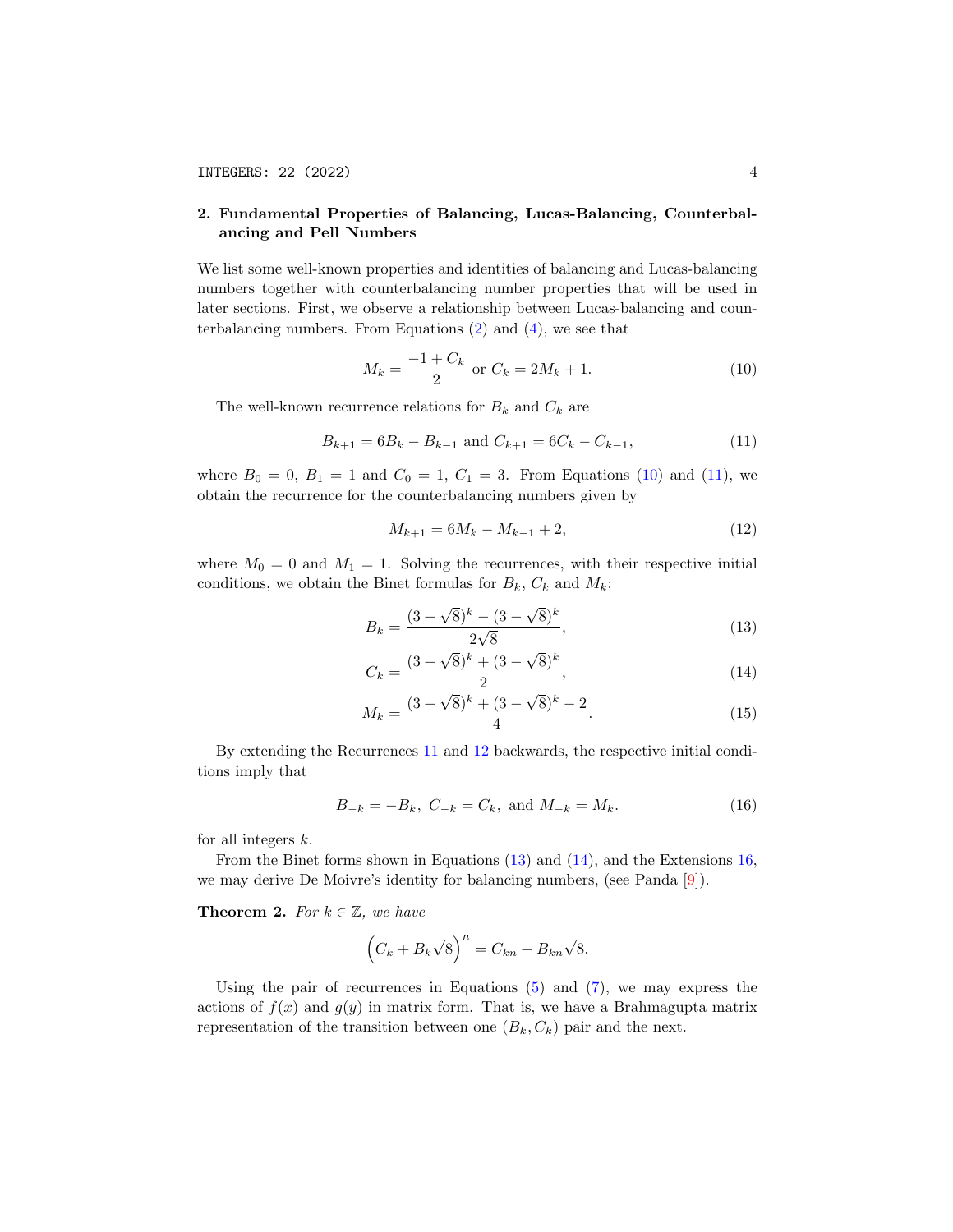## 2. Fundamental Properties of Balancing, Lucas-Balancing, Counterbalancing and Pell Numbers

We list some well-known properties and identities of balancing and Lucas-balancing numbers together with counterbalancing number properties that will be used in later sections. First, we observe a relationship between Lucas-balancing and counterbalancing numbers. From Equations (2) and (4), we see that

$$M_k = \frac{-1 + C_k}{2} \text{ or } C_k = 2M_k + 1. \tag{10}$$

The well-known recurrence relations for $B_k$ and $C_k$ are

$$B_{k+1} = 6B_k - B_{k-1} \text{ and } C_{k+1} = 6C_k - C_{k-1}, \tag{11}$$

where $B_0 = 0$, $B_1 = 1$ and $C_0 = 1$, $C_1 = 3$. From Equations (10) and (11), we obtain the recurrence for the counterbalancing numbers given by

$$M_{k+1} = 6M_k - M_{k-1} + 2, \tag{12}$$

where $M_0 = 0$ and $M_1 = 1$. Solving the recurrences, with their respective initial conditions, we obtain the Binet formulas for $B_k$, $C_k$ and $M_k$:

$$B_k = \frac{(3+\sqrt{8})^k - (3-\sqrt{8})^k}{2\sqrt{8}}, \tag{13}$$

$$C_k = \frac{(3+\sqrt{8})^k + (3-\sqrt{8})^k}{2}, \tag{14}$$

$$M_k = \frac{(3+\sqrt{8})^k + (3-\sqrt{8})^k - 2}{4}. \tag{15}$$

By extending the Recurrences 11 and 12 backwards, the respective initial conditions imply that

$$B_{-k} = -B_k,\ C_{-k} = C_k, \text{ and } M_{-k} = M_k. \tag{16}$$

for all integers $k$.

From the Binet forms shown in Equations (13) and (14), and the Extensions 16, we may derive De Moivre's identity for balancing numbers, (see Panda [9]).

**Theorem 2.** *For $k \in \mathbb{Z}$, we have*

$$\left(C_k + B_k\sqrt{8}\right)^n = C_{kn} + B_{kn}\sqrt{8}.$$

Using the pair of recurrences in Equations (5) and (7), we may express the actions of $f(x)$ and $g(y)$ in matrix form. That is, we have a Brahmagupta matrix representation of the transition between one $(B_k, C_k)$ pair and the next.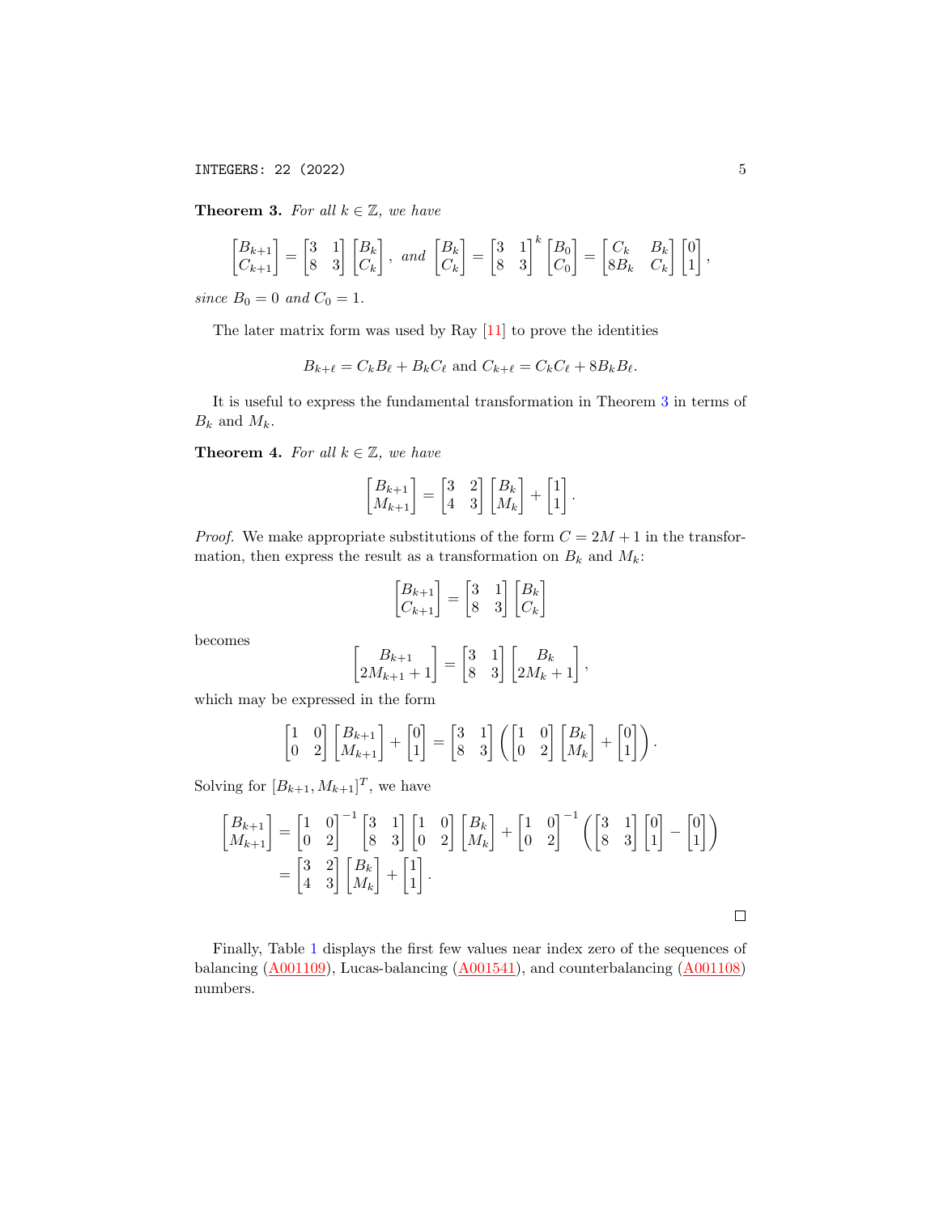**Theorem 3.** *For all $k \in \mathbb{Z}$, we have*

$$\begin{bmatrix} B_{k+1} \\ C_{k+1} \end{bmatrix} = \begin{bmatrix} 3 & 1 \\ 8 & 3 \end{bmatrix} \begin{bmatrix} B_k \\ C_k \end{bmatrix}, \text{ and } \begin{bmatrix} B_k \\ C_k \end{bmatrix} = \begin{bmatrix} 3 & 1 \\ 8 & 3 \end{bmatrix}^k \begin{bmatrix} B_0 \\ C_0 \end{bmatrix} = \begin{bmatrix} C_k & B_k \\ 8B_k & C_k \end{bmatrix} \begin{bmatrix} 0 \\ 1 \end{bmatrix},$$

*since $B_0 = 0$ and $C_0 = 1$.*

The later matrix form was used by Ray [11] to prove the identities

$$B_{k+\ell} = C_k B_\ell + B_k C_\ell \text{ and } C_{k+\ell} = C_k C_\ell + 8B_k B_\ell.$$

It is useful to express the fundamental transformation in Theorem 3 in terms of $B_k$ and $M_k$.

**Theorem 4.** *For all $k \in \mathbb{Z}$, we have*

$$\begin{bmatrix} B_{k+1} \\ M_{k+1} \end{bmatrix} = \begin{bmatrix} 3 & 2 \\ 4 & 3 \end{bmatrix} \begin{bmatrix} B_k \\ M_k \end{bmatrix} + \begin{bmatrix} 1 \\ 1 \end{bmatrix}.$$

*Proof.* We make appropriate substitutions of the form $C = 2M + 1$ in the transformation, then express the result as a transformation on $B_k$ and $M_k$:

$$\begin{bmatrix} B_{k+1} \\ C_{k+1} \end{bmatrix} = \begin{bmatrix} 3 & 1 \\ 8 & 3 \end{bmatrix} \begin{bmatrix} B_k \\ C_k \end{bmatrix}$$

becomes

$$\begin{bmatrix} B_{k+1} \\ 2M_{k+1} + 1 \end{bmatrix} = \begin{bmatrix} 3 & 1 \\ 8 & 3 \end{bmatrix} \begin{bmatrix} B_k \\ 2M_k + 1 \end{bmatrix},$$

which may be expressed in the form

$$\begin{bmatrix} 1 & 0 \\ 0 & 2 \end{bmatrix} \begin{bmatrix} B_{k+1} \\ M_{k+1} \end{bmatrix} + \begin{bmatrix} 0 \\ 1 \end{bmatrix} = \begin{bmatrix} 3 & 1 \\ 8 & 3 \end{bmatrix} \left( \begin{bmatrix} 1 & 0 \\ 0 & 2 \end{bmatrix} \begin{bmatrix} B_k \\ M_k \end{bmatrix} + \begin{bmatrix} 0 \\ 1 \end{bmatrix} \right).$$

Solving for $[B_{k+1}, M_{k+1}]^T$, we have

$$\begin{aligned} \begin{bmatrix} B_{k+1} \\ M_{k+1} \end{bmatrix} &= \begin{bmatrix} 1 & 0 \\ 0 & 2 \end{bmatrix}^{-1} \begin{bmatrix} 3 & 1 \\ 8 & 3 \end{bmatrix} \begin{bmatrix} 1 & 0 \\ 0 & 2 \end{bmatrix} \begin{bmatrix} B_k \\ M_k \end{bmatrix} + \begin{bmatrix} 1 & 0 \\ 0 & 2 \end{bmatrix}^{-1} \left( \begin{bmatrix} 3 & 1 \\ 8 & 3 \end{bmatrix} \begin{bmatrix} 0 \\ 1 \end{bmatrix} - \begin{bmatrix} 0 \\ 1 \end{bmatrix} \right) \\ &= \begin{bmatrix} 3 & 2 \\ 4 & 3 \end{bmatrix} \begin{bmatrix} B_k \\ M_k \end{bmatrix} + \begin{bmatrix} 1 \\ 1 \end{bmatrix}. \end{aligned}$$

□

Finally, Table 1 displays the first few values near index zero of the sequences of balancing (A001109), Lucas-balancing (A001541), and counterbalancing (A001108) numbers.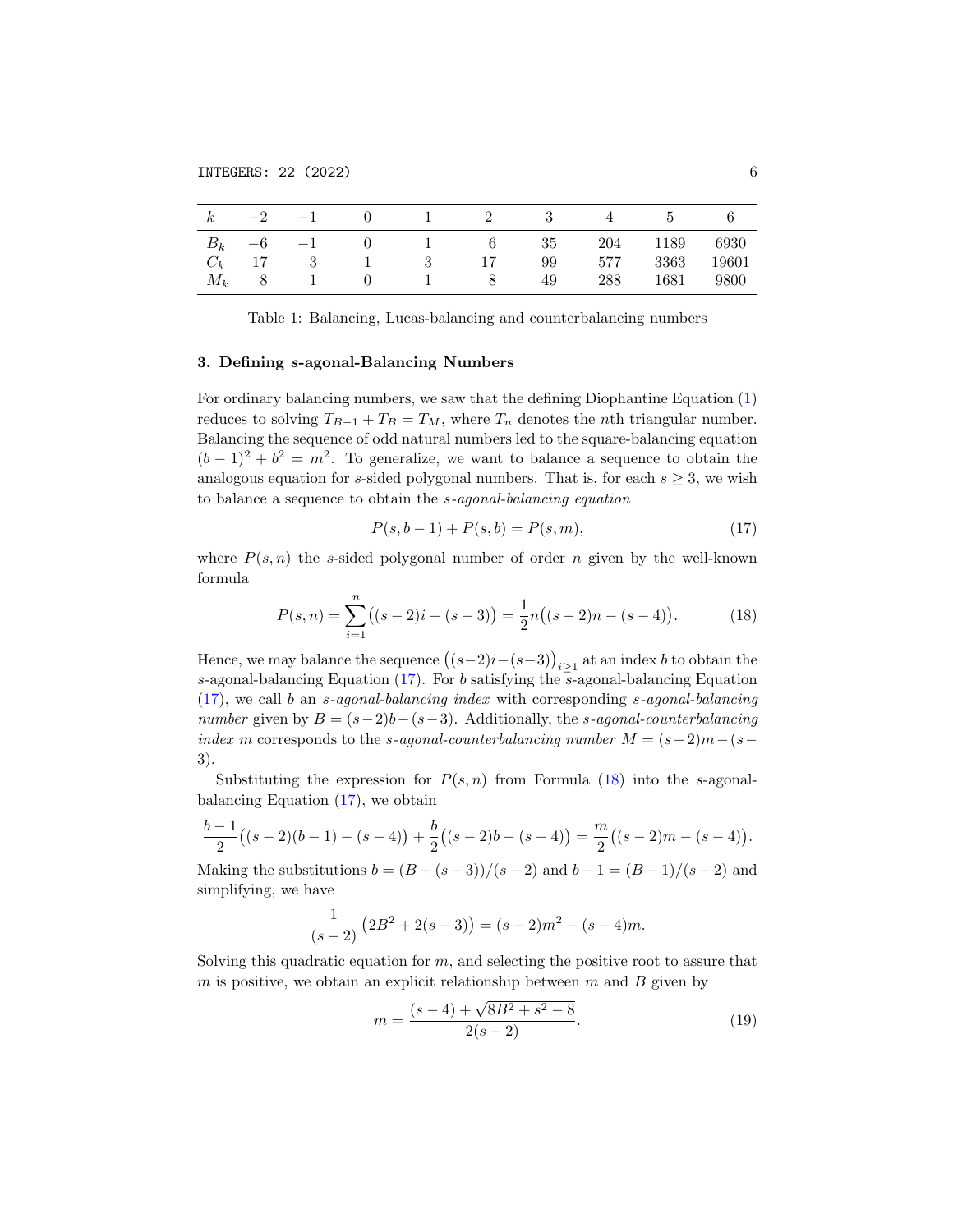| $k$ | $-2$ | $-1$ | $0$ | $1$ | $2$ | $3$ | $4$ | $5$ | $6$ |
|---|---|---|---|---|---|---|---|---|---|
| $B_k$ | $-6$ | $-1$ | $0$ | $1$ | $6$ | $35$ | $204$ | $1189$ | $6930$ |
| $C_k$ | $17$ | $3$ | $1$ | $3$ | $17$ | $99$ | $577$ | $3363$ | $19601$ |
| $M_k$ | $8$ | $1$ | $0$ | $1$ | $8$ | $49$ | $288$ | $1681$ | $9800$ |

Table 1: Balancing, Lucas-balancing and counterbalancing numbers

## 3. Defining $s$-agonal-Balancing Numbers

For ordinary balancing numbers, we saw that the defining Diophantine Equation (1) reduces to solving $T_{B-1} + T_B = T_M$, where $T_n$ denotes the $n$th triangular number. Balancing the sequence of odd natural numbers led to the square-balancing equation $(b-1)^2 + b^2 = m^2$. To generalize, we want to balance a sequence to obtain the analogous equation for $s$-sided polygonal numbers. That is, for each $s \geq 3$, we wish to balance a sequence to obtain the *$s$-agonal-balancing equation*

$$P(s, b-1) + P(s, b) = P(s, m), \tag{17}$$

where $P(s, n)$ the $s$-sided polygonal number of order $n$ given by the well-known formula

$$P(s, n) = \sum_{i=1}^{n} \big((s-2)i - (s-3)\big) = \frac{1}{2}n\big((s-2)n - (s-4)\big). \tag{18}$$

Hence, we may balance the sequence $\big((s-2)i-(s-3)\big)_{i\geq 1}$ at an index $b$ to obtain the $s$-agonal-balancing Equation (17). For $b$ satisfying the $s$-agonal-balancing Equation (17), we call $b$ an *$s$-agonal-balancing index* with corresponding *$s$-agonal-balancing number* given by $B = (s-2)b-(s-3)$. Additionally, the *$s$-agonal-counterbalancing index* $m$ corresponds to the *$s$-agonal-counterbalancing number* $M = (s-2)m-(s-3)$.

Substituting the expression for $P(s, n)$ from Formula (18) into the $s$-agonal-balancing Equation (17), we obtain

$$\frac{b-1}{2}\big((s-2)(b-1) - (s-4)\big) + \frac{b}{2}\big((s-2)b - (s-4)\big) = \frac{m}{2}\big((s-2)m - (s-4)\big).$$

Making the substitutions $b = (B + (s-3))/(s-2)$ and $b - 1 = (B-1)/(s-2)$ and simplifying, we have

$$\frac{1}{(s-2)}\left(2B^2 + 2(s-3)\right) = (s-2)m^2 - (s-4)m.$$

Solving this quadratic equation for $m$, and selecting the positive root to assure that $m$ is positive, we obtain an explicit relationship between $m$ and $B$ given by

$$m = \frac{(s-4) + \sqrt{8B^2 + s^2 - 8}}{2(s-2)}. \tag{19}$$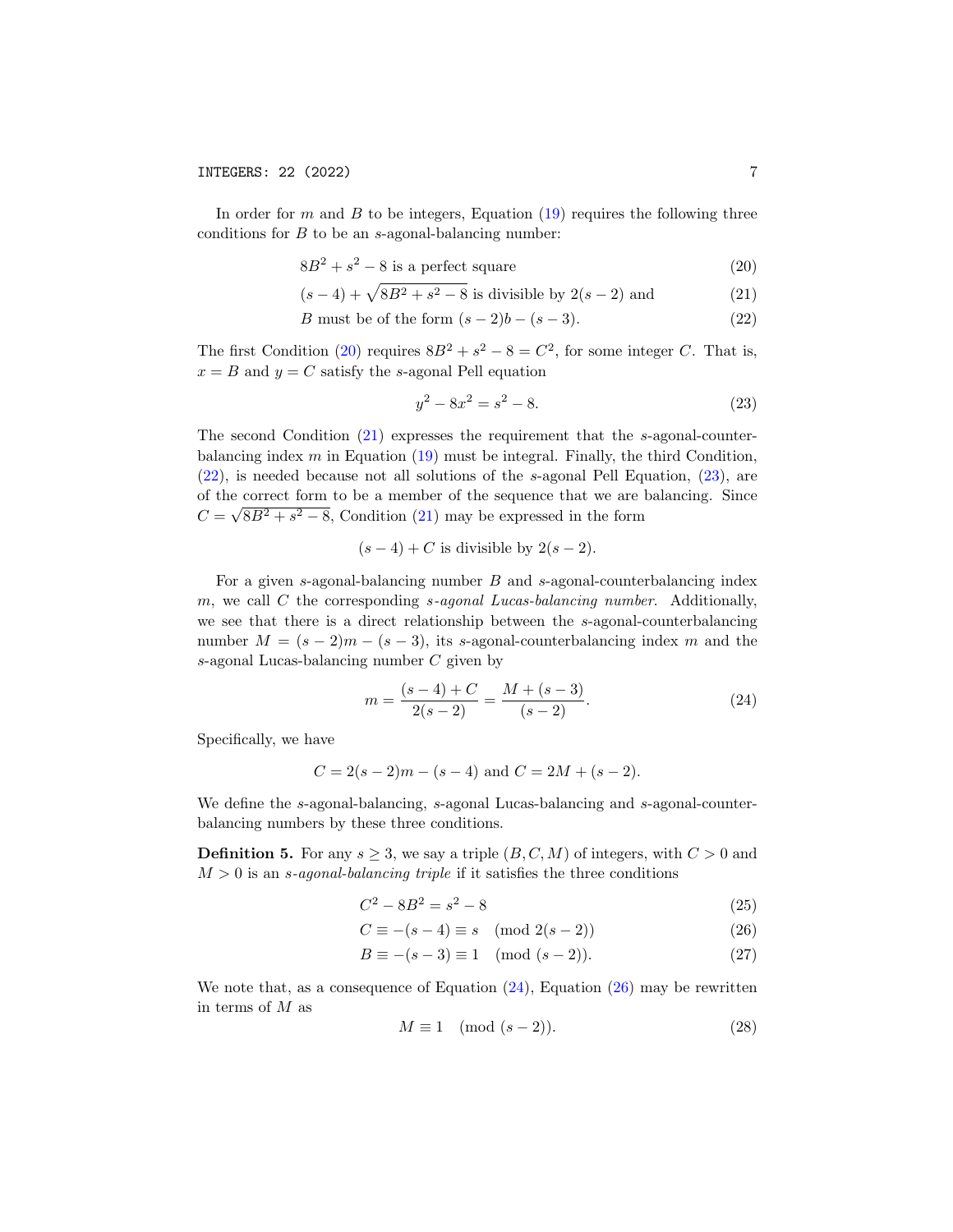In order for $m$ and $B$ to be integers, Equation (19) requires the following three conditions for $B$ to be an $s$-agonal-balancing number:

$$8B^2 + s^2 - 8 \text{ is a perfect square} \tag{20}$$

$$(s-4) + \sqrt{8B^2 + s^2 - 8} \text{ is divisible by } 2(s-2) \text{ and} \tag{21}$$

$$B \text{ must be of the form } (s-2)b - (s-3). \tag{22}$$

The first Condition (20) requires $8B^2 + s^2 - 8 = C^2$, for some integer $C$. That is, $x = B$ and $y = C$ satisfy the $s$-agonal Pell equation

$$y^2 - 8x^2 = s^2 - 8. \tag{23}$$

The second Condition (21) expresses the requirement that the $s$-agonal-counter-balancing index $m$ in Equation (19) must be integral. Finally, the third Condition, (22), is needed because not all solutions of the $s$-agonal Pell Equation, (23), are of the correct form to be a member of the sequence that we are balancing. Since $C = \sqrt{8B^2 + s^2 - 8}$, Condition (21) may be expressed in the form

$$(s-4) + C \text{ is divisible by } 2(s-2).$$

For a given $s$-agonal-balancing number $B$ and $s$-agonal-counterbalancing index $m$, we call $C$ the corresponding *$s$-agonal Lucas-balancing number*. Additionally, we see that there is a direct relationship between the $s$-agonal-counterbalancing number $M = (s-2)m - (s-3)$, its $s$-agonal-counterbalancing index $m$ and the $s$-agonal Lucas-balancing number $C$ given by

$$m = \frac{(s-4) + C}{2(s-2)} = \frac{M + (s-3)}{(s-2)}. \tag{24}$$

Specifically, we have

$$C = 2(s-2)m - (s-4) \text{ and } C = 2M + (s-2).$$

We define the $s$-agonal-balancing, $s$-agonal Lucas-balancing and $s$-agonal-counter-balancing numbers by these three conditions.

**Definition 5.** For any $s \geq 3$, we say a triple $(B, C, M)$ of integers, with $C > 0$ and $M > 0$ is an *$s$-agonal-balancing triple* if it satisfies the three conditions

$$C^2 - 8B^2 = s^2 - 8 \tag{25}$$

$$C \equiv -(s-4) \equiv s \pmod{2(s-2)} \tag{26}$$

$$B \equiv -(s-3) \equiv 1 \pmod{(s-2)}. \tag{27}$$

We note that, as a consequence of Equation (24), Equation (26) may be rewritten in terms of $M$ as

$$M \equiv 1 \pmod{(s-2)}. \tag{28}$$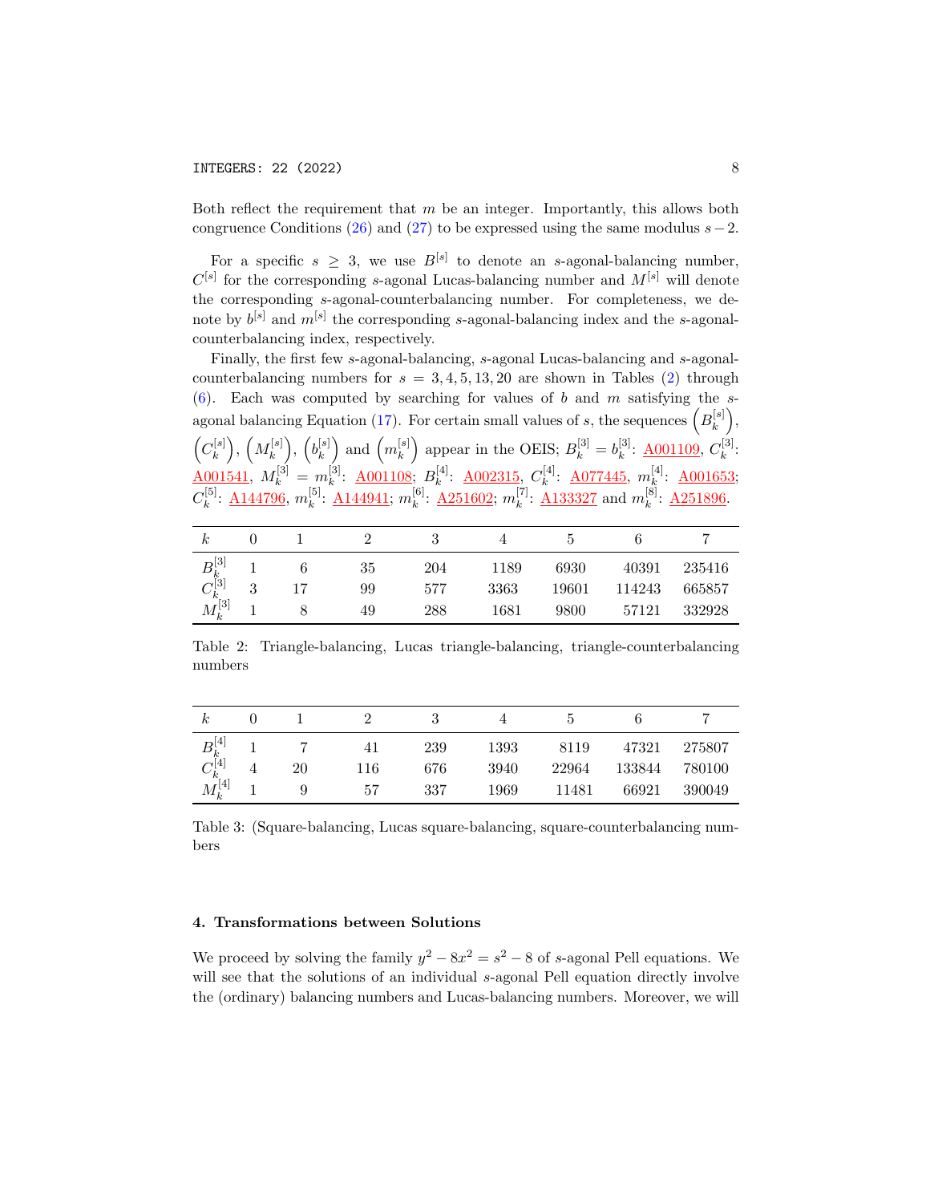Both reflect the requirement that $m$ be an integer. Importantly, this allows both congruence Conditions (26) and (27) to be expressed using the same modulus $s-2$.

For a specific $s \geq 3$, we use $B^{[s]}$ to denote an $s$-agonal-balancing number, $C^{[s]}$ for the corresponding $s$-agonal Lucas-balancing number and $M^{[s]}$ will denote the corresponding $s$-agonal-counterbalancing number. For completeness, we denote by $b^{[s]}$ and $m^{[s]}$ the corresponding $s$-agonal-balancing index and the $s$-agonal-counterbalancing index, respectively.

Finally, the first few $s$-agonal-balancing, $s$-agonal Lucas-balancing and $s$-agonal-counterbalancing numbers for $s = 3, 4, 5, 13, 20$ are shown in Tables (2) through (6). Each was computed by searching for values of $b$ and $m$ satisfying the $s$-agonal balancing Equation (17). For certain small values of $s$, the sequences $\left(B_k^{[s]}\right)$, $\left(C_k^{[s]}\right)$, $\left(M_k^{[s]}\right)$, $\left(b_k^{[s]}\right)$ and $\left(m_k^{[s]}\right)$ appear in the OEIS; $B_k^{[3]} = b_k^{[3]}$: A001109, $C_k^{[3]}$: A001541, $M_k^{[3]} = m_k^{[3]}$: A001108; $B_k^{[4]}$: A002315, $C_k^{[4]}$: A077445, $m_k^{[4]}$: A001653; $C_k^{[5]}$: A144796, $m_k^{[5]}$: A144941; $m_k^{[6]}$: A251602; $m_k^{[7]}$: A133327 and $m_k^{[8]}$: A251896.

| $k$ | 0 | 1 | 2 | 3 | 4 | 5 | 6 | 7 |
|---|---|---|---|---|---|---|---|---|
| $B_k^{[3]}$ | 1 | 6 | 35 | 204 | 1189 | 6930 | 40391 | 235416 |
| $C_k^{[3]}$ | 3 | 17 | 99 | 577 | 3363 | 19601 | 114243 | 665857 |
| $M_k^{[3]}$ | 1 | 8 | 49 | 288 | 1681 | 9800 | 57121 | 332928 |

Table 2: Triangle-balancing, Lucas triangle-balancing, triangle-counterbalancing numbers

| $k$ | 0 | 1 | 2 | 3 | 4 | 5 | 6 | 7 |
|---|---|---|---|---|---|---|---|---|
| $B_k^{[4]}$ | 1 | 7 | 41 | 239 | 1393 | 8119 | 47321 | 275807 |
| $C_k^{[4]}$ | 4 | 20 | 116 | 676 | 3940 | 22964 | 133844 | 780100 |
| $M_k^{[4]}$ | 1 | 9 | 57 | 337 | 1969 | 11481 | 66921 | 390049 |

Table 3: (Square-balancing, Lucas square-balancing, square-counterbalancing numbers

## 4. Transformations between Solutions

We proceed by solving the family $y^2 - 8x^2 = s^2 - 8$ of $s$-agonal Pell equations. We will see that the solutions of an individual $s$-agonal Pell equation directly involve the (ordinary) balancing numbers and Lucas-balancing numbers. Moreover, we will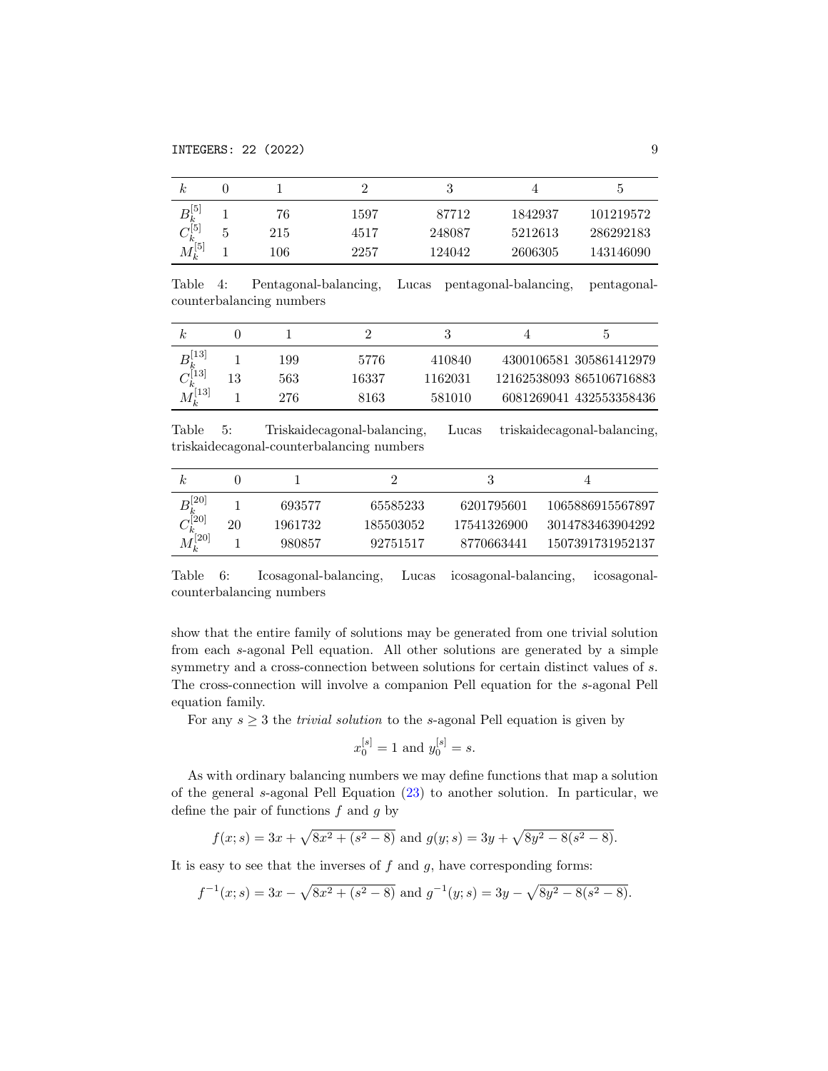| $k$ | 0 | 1 | 2 | 3 | 4 | 5 |
|---|---|---|---|---|---|---|
| $B_k^{[5]}$ | 1 | 76 | 1597 | 87712 | 1842937 | 101219572 |
| $C_k^{[5]}$ | 5 | 215 | 4517 | 248087 | 5212613 | 286292183 |
| $M_k^{[5]}$ | 1 | 106 | 2257 | 124042 | 2606305 | 143146090 |

Table 4: Pentagonal-balancing, Lucas pentagonal-balancing, pentagonal-counterbalancing numbers

| $k$ | 0 | 1 | 2 | 3 | 4 | 5 |
|---|---|---|---|---|---|---|
| $B_k^{[13]}$ | 1 | 199 | 5776 | 410840 | 4300106581 | 305861412979 |
| $C_k^{[13]}$ | 13 | 563 | 16337 | 1162031 | 12162538093 | 865106716883 |
| $M_k^{[13]}$ | 1 | 276 | 8163 | 581010 | 6081269041 | 432553358436 |

Table 5: Triskaidecagonal-balancing, Lucas triskaidecagonal-balancing, triskaidecagonal-counterbalancing numbers

| $k$ | 0 | 1 | 2 | 3 | 4 |
|---|---|---|---|---|---|
| $B_k^{[20]}$ | 1 | 693577 | 65585233 | 6201795601 | 1065886915567897 |
| $C_k^{[20]}$ | 20 | 1961732 | 185503052 | 17541326900 | 3014783463904292 |
| $M_k^{[20]}$ | 1 | 980857 | 92751517 | 8770663441 | 1507391731952137 |

Table 6: Icosagonal-balancing, Lucas icosagonal-balancing, icosagonal-counterbalancing numbers

show that the entire family of solutions may be generated from one trivial solution from each $s$-agonal Pell equation. All other solutions are generated by a simple symmetry and a cross-connection between solutions for certain distinct values of $s$. The cross-connection will involve a companion Pell equation for the $s$-agonal Pell equation family.

For any $s \geq 3$ the *trivial solution* to the $s$-agonal Pell equation is given by

$$x_0^{[s]} = 1 \text{ and } y_0^{[s]} = s.$$

As with ordinary balancing numbers we may define functions that map a solution of the general $s$-agonal Pell Equation (23) to another solution. In particular, we define the pair of functions $f$ and $g$ by

$$f(x;s) = 3x + \sqrt{8x^2 + (s^2 - 8)} \text{ and } g(y;s) = 3y + \sqrt{8y^2 - 8(s^2 - 8)}.$$

It is easy to see that the inverses of $f$ and $g$, have corresponding forms:

$$f^{-1}(x;s) = 3x - \sqrt{8x^2 + (s^2 - 8)} \text{ and } g^{-1}(y;s) = 3y - \sqrt{8y^2 - 8(s^2 - 8)}.$$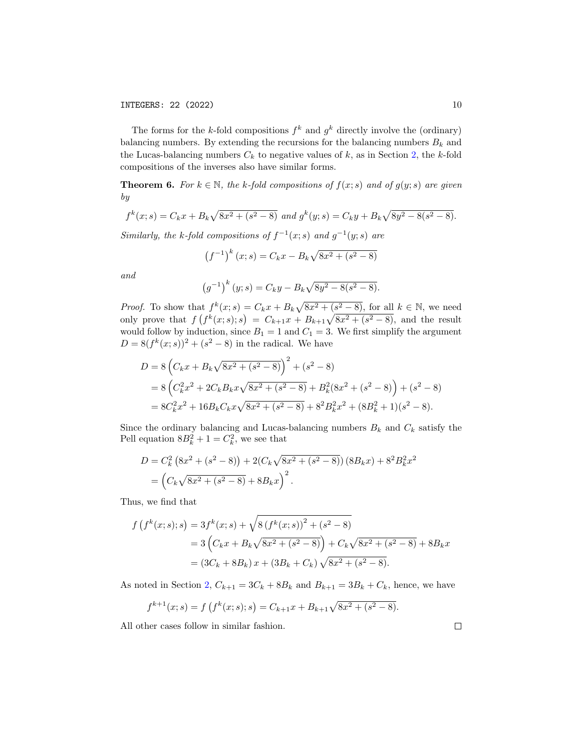The forms for the $k$-fold compositions $f^k$ and $g^k$ directly involve the (ordinary) balancing numbers. By extending the recursions for the balancing numbers $B_k$ and the Lucas-balancing numbers $C_k$ to negative values of $k$, as in Section 2, the $k$-fold compositions of the inverses also have similar forms.

**Theorem 6.** *For $k \in \mathbb{N}$, the k-fold compositions of $f(x;s)$ and of $g(y;s)$ are given by*

$$f^k(x;s) = C_k x + B_k\sqrt{8x^2 + (s^2 - 8)} \text{ and } g^k(y;s) = C_k y + B_k\sqrt{8y^2 - 8(s^2 - 8)}.$$

*Similarly, the k-fold compositions of $f^{-1}(x;s)$ and $g^{-1}(y;s)$ are*

$$\left(f^{-1}\right)^k(x;s) = C_k x - B_k\sqrt{8x^2 + (s^2 - 8)}$$

*and*

$$\left(g^{-1}\right)^k(y;s) = C_k y - B_k\sqrt{8y^2 - 8(s^2 - 8)}.$$

*Proof.* To show that $f^k(x;s) = C_k x + B_k\sqrt{8x^2 + (s^2 - 8)}$, for all $k \in \mathbb{N}$, we need only prove that $f\left(f^k(x;s);s\right) = C_{k+1}x + B_{k+1}\sqrt{8x^2 + (s^2 - 8)}$, and the result would follow by induction, since $B_1 = 1$ and $C_1 = 3$. We first simplify the argument $D = 8(f^k(x;s))^2 + (s^2 - 8)$ in the radical. We have

$$\begin{aligned}
D &= 8\left(C_k x + B_k\sqrt{8x^2 + (s^2 - 8)}\right)^2 + (s^2 - 8) \\
&= 8\left(C_k^2 x^2 + 2C_k B_k x\sqrt{8x^2 + (s^2 - 8)} + B_k^2(8x^2 + (s^2 - 8))\right) + (s^2 - 8) \\
&= 8C_k^2 x^2 + 16B_k C_k x\sqrt{8x^2 + (s^2 - 8)} + 8^2 B_k^2 x^2 + (8B_k^2 + 1)(s^2 - 8).
\end{aligned}$$

Since the ordinary balancing and Lucas-balancing numbers $B_k$ and $C_k$ satisfy the Pell equation $8B_k^2 + 1 = C_k^2$, we see that

$$\begin{aligned}
D &= C_k^2\left(8x^2 + (s^2 - 8)\right) + 2(C_k\sqrt{8x^2 + (s^2 - 8)})\,(8B_k x) + 8^2 B_k^2 x^2 \\
&= \left(C_k\sqrt{8x^2 + (s^2 - 8)} + 8B_k x\right)^2.
\end{aligned}$$

Thus, we find that

$$\begin{aligned}
f\left(f^k(x;s);s\right) &= 3f^k(x;s) + \sqrt{8\left(f^k(x;s)\right)^2 + (s^2 - 8)} \\
&= 3\left(C_k x + B_k\sqrt{8x^2 + (s^2 - 8)}\right) + C_k\sqrt{8x^2 + (s^2 - 8)} + 8B_k x \\
&= (3C_k + 8B_k)\,x + (3B_k + C_k)\sqrt{8x^2 + (s^2 - 8)}.
\end{aligned}$$

As noted in Section 2, $C_{k+1} = 3C_k + 8B_k$ and $B_{k+1} = 3B_k + C_k$, hence, we have

$$f^{k+1}(x;s) = f\left(f^k(x;s);s\right) = C_{k+1}x + B_{k+1}\sqrt{8x^2 + (s^2 - 8)}.$$

All other cases follow in similar fashion. $\square$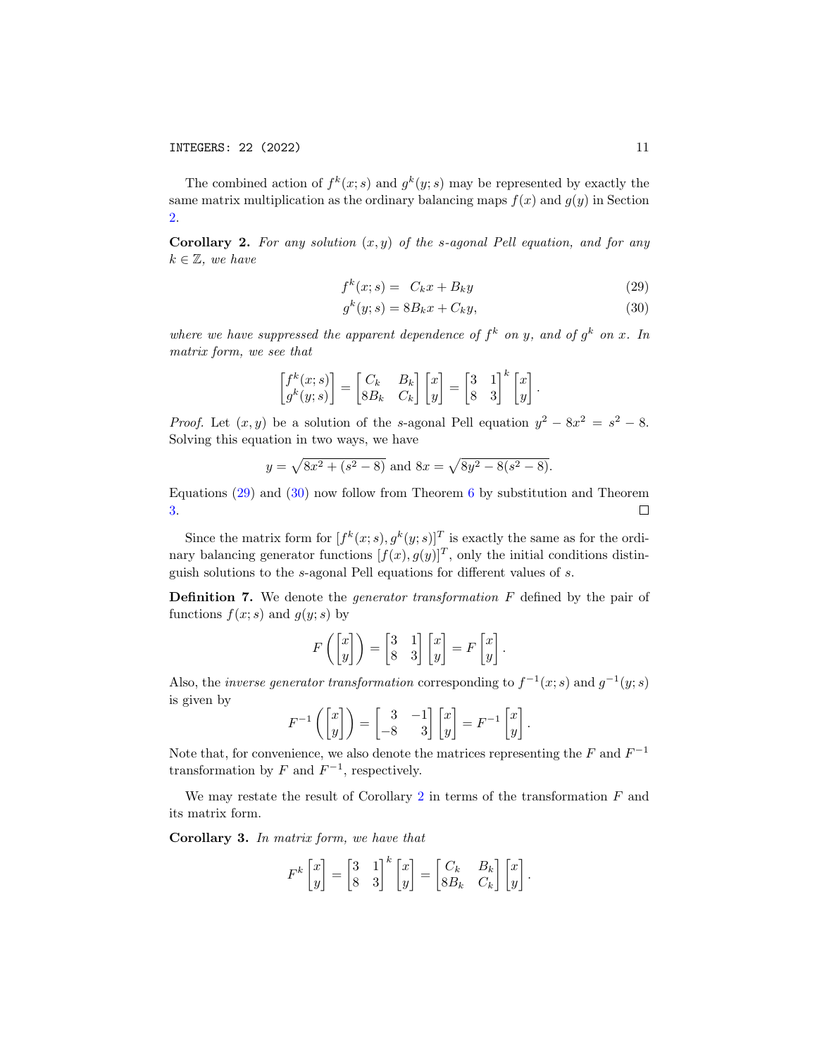The combined action of $f^k(x;s)$ and $g^k(y;s)$ may be represented by exactly the same matrix multiplication as the ordinary balancing maps $f(x)$ and $g(y)$ in Section 2.

**Corollary 2.** *For any solution $(x, y)$ of the s-agonal Pell equation, and for any $k \in \mathbb{Z}$, we have*

$$f^k(x;s) = \;\; C_k x + B_k y \tag{29}$$

$$g^k(y;s) = 8B_k x + C_k y, \tag{30}$$

*where we have suppressed the apparent dependence of $f^k$ on $y$, and of $g^k$ on $x$. In matrix form, we see that*

$$\begin{bmatrix} f^k(x;s) \\ g^k(y;s) \end{bmatrix} = \begin{bmatrix} C_k & B_k \\ 8B_k & C_k \end{bmatrix} \begin{bmatrix} x \\ y \end{bmatrix} = \begin{bmatrix} 3 & 1 \\ 8 & 3 \end{bmatrix}^k \begin{bmatrix} x \\ y \end{bmatrix}.$$

*Proof.* Let $(x, y)$ be a solution of the $s$-agonal Pell equation $y^2 - 8x^2 = s^2 - 8$. Solving this equation in two ways, we have

$$y = \sqrt{8x^2 + (s^2 - 8)} \text{ and } 8x = \sqrt{8y^2 - 8(s^2 - 8)}.$$

Equations (29) and (30) now follow from Theorem 6 by substitution and Theorem 3. $\square$

Since the matrix form for $[f^k(x;s), g^k(y;s)]^T$ is exactly the same as for the ordinary balancing generator functions $[f(x), g(y)]^T$, only the initial conditions distinguish solutions to the $s$-agonal Pell equations for different values of $s$.

**Definition 7.** We denote the *generator transformation* $F$ defined by the pair of functions $f(x;s)$ and $g(y;s)$ by

$$F\left(\begin{bmatrix} x \\ y \end{bmatrix}\right) = \begin{bmatrix} 3 & 1 \\ 8 & 3 \end{bmatrix} \begin{bmatrix} x \\ y \end{bmatrix} = F \begin{bmatrix} x \\ y \end{bmatrix}.$$

Also, the *inverse generator transformation* corresponding to $f^{-1}(x;s)$ and $g^{-1}(y;s)$ is given by

$$F^{-1}\left(\begin{bmatrix} x \\ y \end{bmatrix}\right) = \begin{bmatrix} 3 & -1 \\ -8 & 3 \end{bmatrix} \begin{bmatrix} x \\ y \end{bmatrix} = F^{-1} \begin{bmatrix} x \\ y \end{bmatrix}.$$

Note that, for convenience, we also denote the matrices representing the $F$ and $F^{-1}$ transformation by $F$ and $F^{-1}$, respectively.

We may restate the result of Corollary 2 in terms of the transformation $F$ and its matrix form.

**Corollary 3.** *In matrix form, we have that*

$$F^k \begin{bmatrix} x \\ y \end{bmatrix} = \begin{bmatrix} 3 & 1 \\ 8 & 3 \end{bmatrix}^k \begin{bmatrix} x \\ y \end{bmatrix} = \begin{bmatrix} C_k & B_k \\ 8B_k & C_k \end{bmatrix} \begin{bmatrix} x \\ y \end{bmatrix}.$$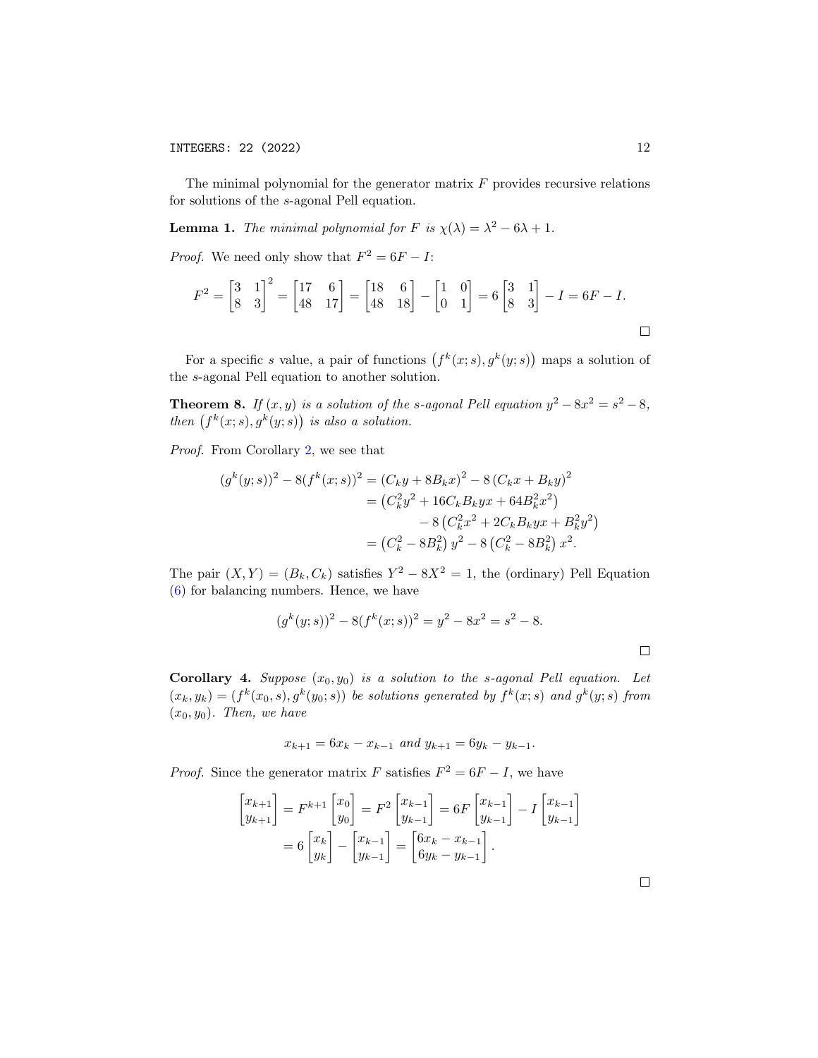The minimal polynomial for the generator matrix $F$ provides recursive relations for solutions of the $s$-agonal Pell equation.

**Lemma 1.** *The minimal polynomial for $F$ is $\chi(\lambda) = \lambda^2 - 6\lambda + 1$.*

*Proof.* We need only show that $F^2 = 6F - I$:

$$F^2 = \begin{bmatrix} 3 & 1 \\ 8 & 3 \end{bmatrix}^2 = \begin{bmatrix} 17 & 6 \\ 48 & 17 \end{bmatrix} = \begin{bmatrix} 18 & 6 \\ 48 & 18 \end{bmatrix} - \begin{bmatrix} 1 & 0 \\ 0 & 1 \end{bmatrix} = 6 \begin{bmatrix} 3 & 1 \\ 8 & 3 \end{bmatrix} - I = 6F - I.$$

□

For a specific $s$ value, a pair of functions $\left(f^k(x;s), g^k(y;s)\right)$ maps a solution of the $s$-agonal Pell equation to another solution.

**Theorem 8.** *If $(x, y)$ is a solution of the $s$-agonal Pell equation $y^2 - 8x^2 = s^2 - 8$, then $\left(f^k(x;s), g^k(y;s)\right)$ is also a solution.*

*Proof.* From Corollary 2, we see that

$$\begin{aligned}
(g^k(y;s))^2 - 8(f^k(x;s))^2 &= (C_k y + 8B_k x)^2 - 8\left(C_k x + B_k y\right)^2 \\
&= \left(C_k^2 y^2 + 16 C_k B_k yx + 64 B_k^2 x^2\right) \\
&\quad - 8\left(C_k^2 x^2 + 2 C_k B_k yx + B_k^2 y^2\right) \\
&= \left(C_k^2 - 8B_k^2\right) y^2 - 8\left(C_k^2 - 8B_k^2\right) x^2.
\end{aligned}$$

The pair $(X, Y) = (B_k, C_k)$ satisfies $Y^2 - 8X^2 = 1$, the (ordinary) Pell Equation (6) for balancing numbers. Hence, we have

$$(g^k(y;s))^2 - 8(f^k(x;s))^2 = y^2 - 8x^2 = s^2 - 8.$$

□

**Corollary 4.** *Suppose $(x_0, y_0)$ is a solution to the $s$-agonal Pell equation. Let $(x_k, y_k) = (f^k(x_0, s), g^k(y_0; s))$ be solutions generated by $f^k(x;s)$ and $g^k(y;s)$ from $(x_0, y_0)$. Then, we have*

$$x_{k+1} = 6x_k - x_{k-1} \text{ and } y_{k+1} = 6y_k - y_{k-1}.$$

*Proof.* Since the generator matrix $F$ satisfies $F^2 = 6F - I$, we have

$$\begin{aligned}
\begin{bmatrix} x_{k+1} \\ y_{k+1} \end{bmatrix} &= F^{k+1} \begin{bmatrix} x_0 \\ y_0 \end{bmatrix} = F^2 \begin{bmatrix} x_{k-1} \\ y_{k-1} \end{bmatrix} = 6F \begin{bmatrix} x_{k-1} \\ y_{k-1} \end{bmatrix} - I \begin{bmatrix} x_{k-1} \\ y_{k-1} \end{bmatrix} \\
&= 6 \begin{bmatrix} x_k \\ y_k \end{bmatrix} - \begin{bmatrix} x_{k-1} \\ y_{k-1} \end{bmatrix} = \begin{bmatrix} 6x_k - x_{k-1} \\ 6y_k - y_{k-1} \end{bmatrix}.
\end{aligned}$$

□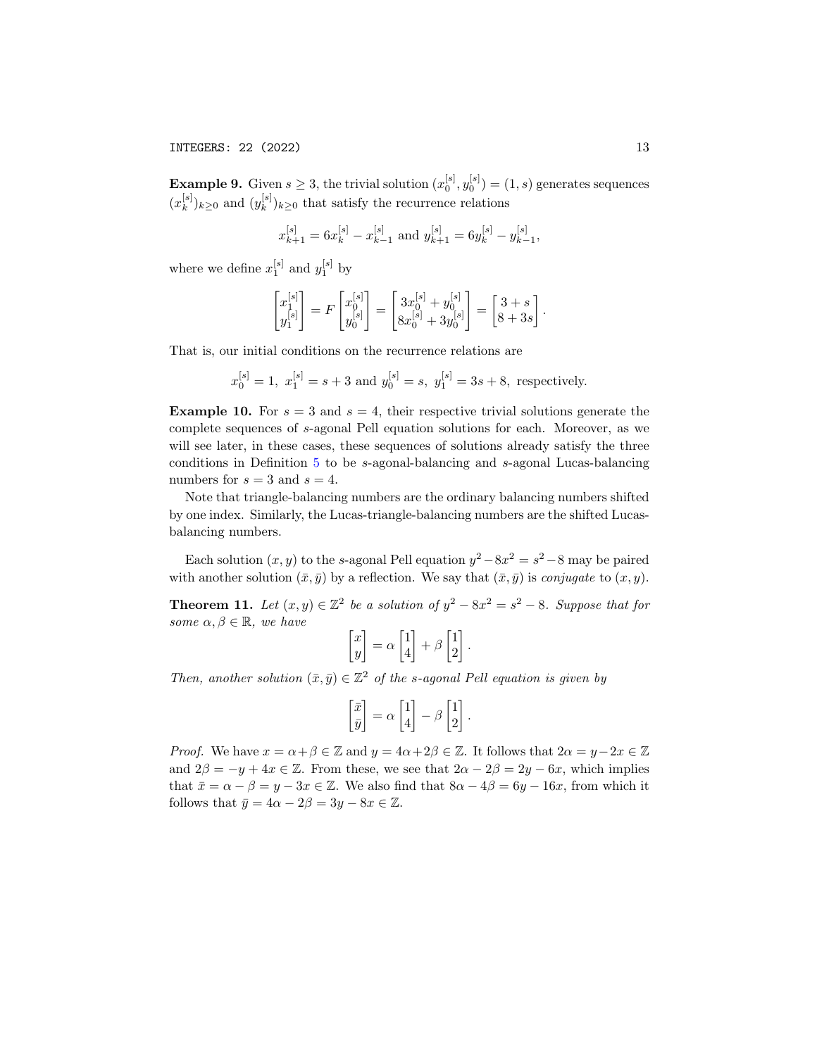**Example 9.** Given $s \geq 3$, the trivial solution $(x_0^{[s]}, y_0^{[s]}) = (1, s)$ generates sequences $(x_k^{[s]})_{k\geq 0}$ and $(y_k^{[s]})_{k\geq 0}$ that satisfy the recurrence relations

$$x_{k+1}^{[s]} = 6x_k^{[s]} - x_{k-1}^{[s]} \text{ and } y_{k+1}^{[s]} = 6y_k^{[s]} - y_{k-1}^{[s]},$$

where we define $x_1^{[s]}$ and $y_1^{[s]}$ by

$$\begin{bmatrix} x_1^{[s]} \\ y_1^{[s]} \end{bmatrix} = F \begin{bmatrix} x_0^{[s]} \\ y_0^{[s]} \end{bmatrix} = \begin{bmatrix} 3x_0^{[s]} + y_0^{[s]} \\ 8x_0^{[s]} + 3y_0^{[s]} \end{bmatrix} = \begin{bmatrix} 3+s \\ 8+3s \end{bmatrix}.$$

That is, our initial conditions on the recurrence relations are

$$x_0^{[s]} = 1,\ x_1^{[s]} = s+3 \text{ and } y_0^{[s]} = s,\ y_1^{[s]} = 3s+8, \text{ respectively.}$$

**Example 10.** For $s = 3$ and $s = 4$, their respective trivial solutions generate the complete sequences of $s$-agonal Pell equation solutions for each. Moreover, as we will see later, in these cases, these sequences of solutions already satisfy the three conditions in Definition 5 to be $s$-agonal-balancing and $s$-agonal Lucas-balancing numbers for $s = 3$ and $s = 4$.

Note that triangle-balancing numbers are the ordinary balancing numbers shifted by one index. Similarly, the Lucas-triangle-balancing numbers are the shifted Lucas-balancing numbers.

Each solution $(x, y)$ to the $s$-agonal Pell equation $y^2 - 8x^2 = s^2 - 8$ may be paired with another solution $(\bar{x}, \bar{y})$ by a reflection. We say that $(\bar{x}, \bar{y})$ is *conjugate* to $(x, y)$.

**Theorem 11.** *Let $(x, y) \in \mathbb{Z}^2$ be a solution of $y^2 - 8x^2 = s^2 - 8$. Suppose that for some $\alpha, \beta \in \mathbb{R}$, we have*

$$\begin{bmatrix} x \\ y \end{bmatrix} = \alpha \begin{bmatrix} 1 \\ 4 \end{bmatrix} + \beta \begin{bmatrix} 1 \\ 2 \end{bmatrix}.$$

*Then, another solution $(\bar{x}, \bar{y}) \in \mathbb{Z}^2$ of the $s$-agonal Pell equation is given by*

$$\begin{bmatrix} \bar{x} \\ \bar{y} \end{bmatrix} = \alpha \begin{bmatrix} 1 \\ 4 \end{bmatrix} - \beta \begin{bmatrix} 1 \\ 2 \end{bmatrix}.$$

*Proof.* We have $x = \alpha + \beta \in \mathbb{Z}$ and $y = 4\alpha + 2\beta \in \mathbb{Z}$. It follows that $2\alpha = y - 2x \in \mathbb{Z}$ and $2\beta = -y + 4x \in \mathbb{Z}$. From these, we see that $2\alpha - 2\beta = 2y - 6x$, which implies that $\bar{x} = \alpha - \beta = y - 3x \in \mathbb{Z}$. We also find that $8\alpha - 4\beta = 6y - 16x$, from which it follows that $\bar{y} = 4\alpha - 2\beta = 3y - 8x \in \mathbb{Z}$.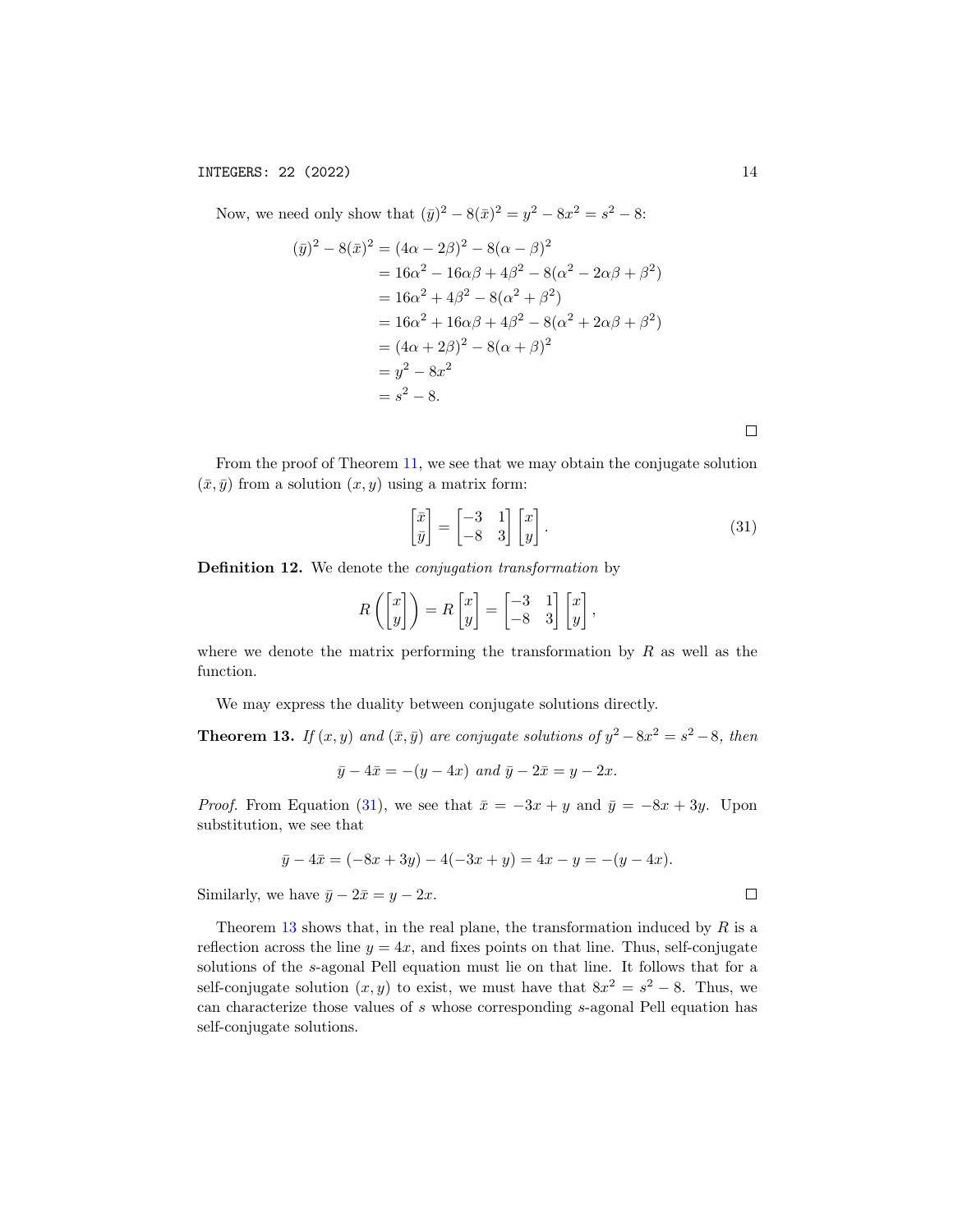Now, we need only show that $(\bar{y})^2 - 8(\bar{x})^2 = y^2 - 8x^2 = s^2 - 8$:

$$
\begin{aligned}
(\bar{y})^2 - 8(\bar{x})^2 &= (4\alpha - 2\beta)^2 - 8(\alpha - \beta)^2 \\
&= 16\alpha^2 - 16\alpha\beta + 4\beta^2 - 8(\alpha^2 - 2\alpha\beta + \beta^2) \\
&= 16\alpha^2 + 4\beta^2 - 8(\alpha^2 + \beta^2) \\
&= 16\alpha^2 + 16\alpha\beta + 4\beta^2 - 8(\alpha^2 + 2\alpha\beta + \beta^2) \\
&= (4\alpha + 2\beta)^2 - 8(\alpha + \beta)^2 \\
&= y^2 - 8x^2 \\
&= s^2 - 8.
\end{aligned}
$$

□

From the proof of Theorem 11, we see that we may obtain the conjugate solution $(\bar{x}, \bar{y})$ from a solution $(x, y)$ using a matrix form:

$$
\begin{bmatrix} \bar{x} \\ \bar{y} \end{bmatrix} = \begin{bmatrix} -3 & 1 \\ -8 & 3 \end{bmatrix} \begin{bmatrix} x \\ y \end{bmatrix}. \tag{31}
$$

**Definition 12.** We denote the *conjugation transformation* by

$$
R\left(\begin{bmatrix} x \\ y \end{bmatrix}\right) = R\begin{bmatrix} x \\ y \end{bmatrix} = \begin{bmatrix} -3 & 1 \\ -8 & 3 \end{bmatrix} \begin{bmatrix} x \\ y \end{bmatrix},
$$

where we denote the matrix performing the transformation by $R$ as well as the function.

We may express the duality between conjugate solutions directly.

**Theorem 13.** *If $(x, y)$ and $(\bar{x}, \bar{y})$ are conjugate solutions of $y^2 - 8x^2 = s^2 - 8$, then*

$$
\bar{y} - 4\bar{x} = -(y - 4x) \text{ and } \bar{y} - 2\bar{x} = y - 2x.
$$

*Proof.* From Equation (31), we see that $\bar{x} = -3x + y$ and $\bar{y} = -8x + 3y$. Upon substitution, we see that

$$
\bar{y} - 4\bar{x} = (-8x + 3y) - 4(-3x + y) = 4x - y = -(y - 4x).
$$

Similarly, we have $\bar{y} - 2\bar{x} = y - 2x$. □

Theorem 13 shows that, in the real plane, the transformation induced by $R$ is a reflection across the line $y = 4x$, and fixes points on that line. Thus, self-conjugate solutions of the $s$-agonal Pell equation must lie on that line. It follows that for a self-conjugate solution $(x, y)$ to exist, we must have that $8x^2 = s^2 - 8$. Thus, we can characterize those values of $s$ whose corresponding $s$-agonal Pell equation has self-conjugate solutions.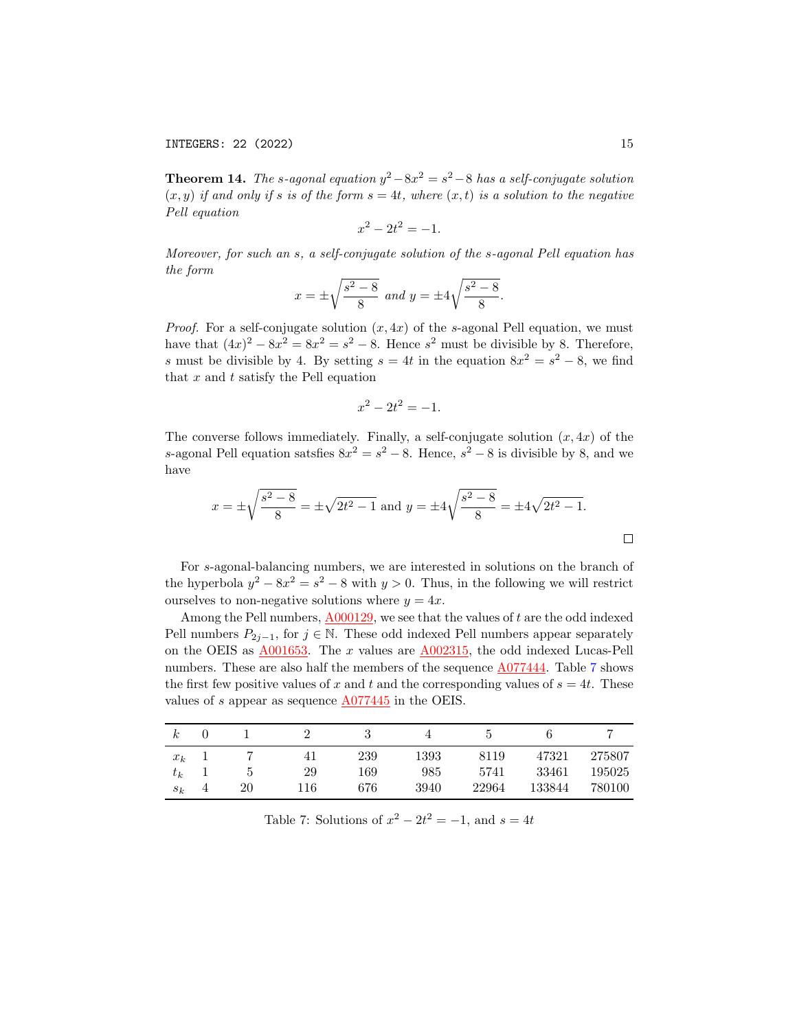**Theorem 14.** *The s-agonal equation $y^2 - 8x^2 = s^2 - 8$ has a self-conjugate solution $(x, y)$ if and only if $s$ is of the form $s = 4t$, where $(x, t)$ is a solution to the negative Pell equation*

$$x^2 - 2t^2 = -1.$$

*Moreover, for such an $s$, a self-conjugate solution of the s-agonal Pell equation has the form*

$$x = \pm\sqrt{\frac{s^2 - 8}{8}} \text{ and } y = \pm 4\sqrt{\frac{s^2 - 8}{8}}.$$

*Proof.* For a self-conjugate solution $(x, 4x)$ of the $s$-agonal Pell equation, we must have that $(4x)^2 - 8x^2 = 8x^2 = s^2 - 8$. Hence $s^2$ must be divisible by 8. Therefore, $s$ must be divisible by 4. By setting $s = 4t$ in the equation $8x^2 = s^2 - 8$, we find that $x$ and $t$ satisfy the Pell equation

$$x^2 - 2t^2 = -1.$$

The converse follows immediately. Finally, a self-conjugate solution $(x, 4x)$ of the $s$-agonal Pell equation satsfies $8x^2 = s^2 - 8$. Hence, $s^2 - 8$ is divisible by 8, and we have

$$x = \pm\sqrt{\frac{s^2 - 8}{8}} = \pm\sqrt{2t^2 - 1} \text{ and } y = \pm 4\sqrt{\frac{s^2 - 8}{8}} = \pm 4\sqrt{2t^2 - 1}.$$

□

For $s$-agonal-balancing numbers, we are interested in solutions on the branch of the hyperbola $y^2 - 8x^2 = s^2 - 8$ with $y > 0$. Thus, in the following we will restrict ourselves to non-negative solutions where $y = 4x$.

Among the Pell numbers, A000129, we see that the values of $t$ are the odd indexed Pell numbers $P_{2j-1}$, for $j \in \mathbb{N}$. These odd indexed Pell numbers appear separately on the OEIS as A001653. The $x$ values are A002315, the odd indexed Lucas-Pell numbers. These are also half the members of the sequence A077444. Table 7 shows the first few positive values of $x$ and $t$ and the corresponding values of $s = 4t$. These values of $s$ appear as sequence A077445 in the OEIS.

| $k$ | 0 | 1 | 2 | 3 | 4 | 5 | 6 | 7 |
|---|---|---|---|---|---|---|---|---|
| $x_k$ | 1 | 7 | 41 | 239 | 1393 | 8119 | 47321 | 275807 |
| $t_k$ | 1 | 5 | 29 | 169 | 985 | 5741 | 33461 | 195025 |
| $s_k$ | 4 | 20 | 116 | 676 | 3940 | 22964 | 133844 | 780100 |

Table 7: Solutions of $x^2 - 2t^2 = -1$, and $s = 4t$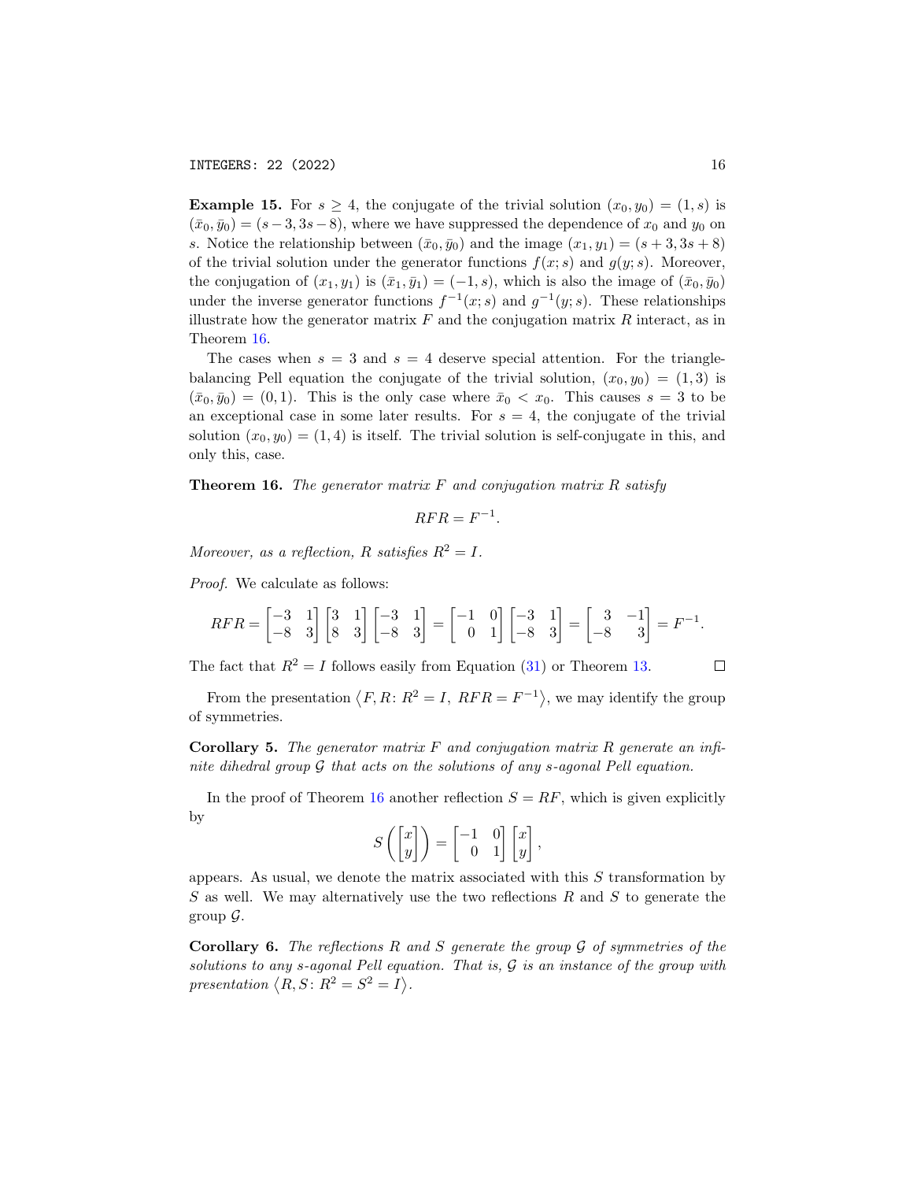**Example 15.** For $s \geq 4$, the conjugate of the trivial solution $(x_0, y_0) = (1, s)$ is $(\bar{x}_0, \bar{y}_0) = (s-3, 3s-8)$, where we have suppressed the dependence of $x_0$ and $y_0$ on $s$. Notice the relationship between $(\bar{x}_0, \bar{y}_0)$ and the image $(x_1, y_1) = (s+3, 3s+8)$ of the trivial solution under the generator functions $f(x; s)$ and $g(y; s)$. Moreover, the conjugation of $(x_1, y_1)$ is $(\bar{x}_1, \bar{y}_1) = (-1, s)$, which is also the image of $(\bar{x}_0, \bar{y}_0)$ under the inverse generator functions $f^{-1}(x; s)$ and $g^{-1}(y; s)$. These relationships illustrate how the generator matrix $F$ and the conjugation matrix $R$ interact, as in Theorem 16.

The cases when $s = 3$ and $s = 4$ deserve special attention. For the triangle-balancing Pell equation the conjugate of the trivial solution, $(x_0, y_0) = (1, 3)$ is $(\bar{x}_0, \bar{y}_0) = (0, 1)$. This is the only case where $\bar{x}_0 < x_0$. This causes $s = 3$ to be an exceptional case in some later results. For $s = 4$, the conjugate of the trivial solution $(x_0, y_0) = (1, 4)$ is itself. The trivial solution is self-conjugate in this, and only this, case.

**Theorem 16.** *The generator matrix $F$ and conjugation matrix $R$ satisfy*

$$RFR = F^{-1}.$$

*Moreover, as a reflection, $R$ satisfies $R^2 = I$.*

*Proof.* We calculate as follows:

$$RFR = \begin{bmatrix} -3 & 1 \\ -8 & 3 \end{bmatrix} \begin{bmatrix} 3 & 1 \\ 8 & 3 \end{bmatrix} \begin{bmatrix} -3 & 1 \\ -8 & 3 \end{bmatrix} = \begin{bmatrix} -1 & 0 \\ 0 & 1 \end{bmatrix} \begin{bmatrix} -3 & 1 \\ -8 & 3 \end{bmatrix} = \begin{bmatrix} 3 & -1 \\ -8 & 3 \end{bmatrix} = F^{-1}.$$

The fact that $R^2 = I$ follows easily from Equation (31) or Theorem 13. □

From the presentation $\langle F, R \colon R^2 = I,\ RFR = F^{-1} \rangle$, we may identify the group of symmetries.

**Corollary 5.** *The generator matrix $F$ and conjugation matrix $R$ generate an infinite dihedral group $\mathcal{G}$ that acts on the solutions of any $s$-agonal Pell equation.*

In the proof of Theorem 16 another reflection $S = RF$, which is given explicitly by

$$S\left(\begin{bmatrix} x \\ y \end{bmatrix}\right) = \begin{bmatrix} -1 & 0 \\ 0 & 1 \end{bmatrix} \begin{bmatrix} x \\ y \end{bmatrix},$$

appears. As usual, we denote the matrix associated with this $S$ transformation by $S$ as well. We may alternatively use the two reflections $R$ and $S$ to generate the group $\mathcal{G}$.

**Corollary 6.** *The reflections $R$ and $S$ generate the group $\mathcal{G}$ of symmetries of the solutions to any $s$-agonal Pell equation. That is, $\mathcal{G}$ is an instance of the group with presentation $\langle R, S \colon R^2 = S^2 = I \rangle$.*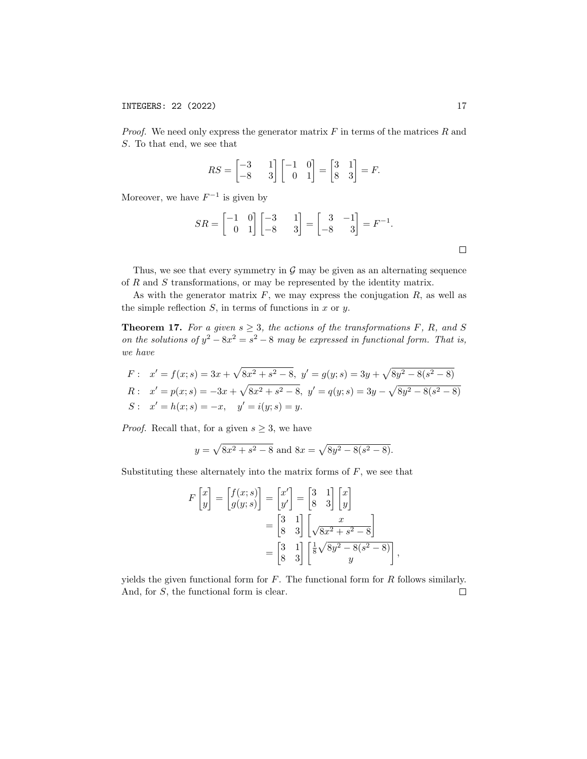*Proof.* We need only express the generator matrix $F$ in terms of the matrices $R$ and $S$. To that end, we see that

$$RS = \begin{bmatrix} -3 & 1 \\ -8 & 3 \end{bmatrix} \begin{bmatrix} -1 & 0 \\ 0 & 1 \end{bmatrix} = \begin{bmatrix} 3 & 1 \\ 8 & 3 \end{bmatrix} = F.$$

Moreover, we have $F^{-1}$ is given by

$$SR = \begin{bmatrix} -1 & 0 \\ 0 & 1 \end{bmatrix} \begin{bmatrix} -3 & 1 \\ -8 & 3 \end{bmatrix} = \begin{bmatrix} 3 & -1 \\ -8 & 3 \end{bmatrix} = F^{-1}.$$

□

Thus, we see that every symmetry in $\mathcal{G}$ may be given as an alternating sequence of $R$ and $S$ transformations, or may be represented by the identity matrix.

As with the generator matrix $F$, we may express the conjugation $R$, as well as the simple reflection $S$, in terms of functions in $x$ or $y$.

**Theorem 17.** *For a given $s \geq 3$, the actions of the transformations $F$, $R$, and $S$ on the solutions of $y^2 - 8x^2 = s^2 - 8$ may be expressed in functional form. That is, we have*

$$\begin{aligned}
F: \quad & x' = f(x; s) = 3x + \sqrt{8x^2 + s^2 - 8}, \;\; y' = g(y; s) = 3y + \sqrt{8y^2 - 8(s^2 - 8)} \\
R: \quad & x' = p(x; s) = -3x + \sqrt{8x^2 + s^2 - 8}, \;\; y' = q(y; s) = 3y - \sqrt{8y^2 - 8(s^2 - 8)} \\
S: \quad & x' = h(x; s) = -x, \quad y' = i(y; s) = y.
\end{aligned}$$

*Proof.* Recall that, for a given $s \geq 3$, we have

$$y = \sqrt{8x^2 + s^2 - 8} \text{ and } 8x = \sqrt{8y^2 - 8(s^2 - 8)}.$$

Substituting these alternately into the matrix forms of $F$, we see that

$$\begin{aligned}
F \begin{bmatrix} x \\ y \end{bmatrix} = \begin{bmatrix} f(x; s) \\ g(y; s) \end{bmatrix} = \begin{bmatrix} x' \\ y' \end{bmatrix} &= \begin{bmatrix} 3 & 1 \\ 8 & 3 \end{bmatrix} \begin{bmatrix} x \\ y \end{bmatrix} \\
&= \begin{bmatrix} 3 & 1 \\ 8 & 3 \end{bmatrix} \begin{bmatrix} x \\ \sqrt{8x^2 + s^2 - 8} \end{bmatrix} \\
&= \begin{bmatrix} 3 & 1 \\ 8 & 3 \end{bmatrix} \begin{bmatrix} \frac{1}{8}\sqrt{8y^2 - 8(s^2 - 8)} \\ y \end{bmatrix},
\end{aligned}$$

yields the given functional form for $F$. The functional form for $R$ follows similarly. And, for $S$, the functional form is clear. □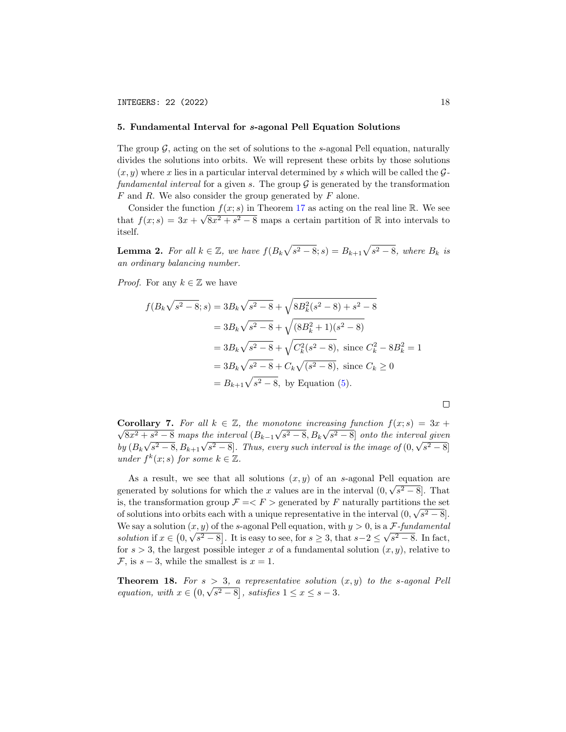## 5. Fundamental Interval for $s$-agonal Pell Equation Solutions

The group $\mathcal{G}$, acting on the set of solutions to the $s$-agonal Pell equation, naturally divides the solutions into orbits. We will represent these orbits by those solutions $(x, y)$ where $x$ lies in a particular interval determined by $s$ which will be called the $\mathcal{G}$-*fundamental interval* for a given $s$. The group $\mathcal{G}$ is generated by the transformation $F$ and $R$. We also consider the group generated by $F$ alone.

Consider the function $f(x; s)$ in Theorem 17 as acting on the real line $\mathbb{R}$. We see that $f(x; s) = 3x + \sqrt{8x^2 + s^2 - 8}$ maps a certain partition of $\mathbb{R}$ into intervals to itself.

**Lemma 2.** *For all $k \in \mathbb{Z}$, we have $f(B_k\sqrt{s^2 - 8}; s) = B_{k+1}\sqrt{s^2 - 8}$, where $B_k$ is an ordinary balancing number.*

*Proof.* For any $k \in \mathbb{Z}$ we have

$$
\begin{aligned}
f(B_k\sqrt{s^2 - 8}; s) &= 3B_k\sqrt{s^2 - 8} + \sqrt{8B_k^2(s^2 - 8) + s^2 - 8} \\
&= 3B_k\sqrt{s^2 - 8} + \sqrt{(8B_k^2 + 1)(s^2 - 8)} \\
&= 3B_k\sqrt{s^2 - 8} + \sqrt{C_k^2(s^2 - 8)}, \text{ since } C_k^2 - 8B_k^2 = 1 \\
&= 3B_k\sqrt{s^2 - 8} + C_k\sqrt{(s^2 - 8)}, \text{ since } C_k \geq 0 \\
&= B_{k+1}\sqrt{s^2 - 8}, \text{ by Equation (5).}
\end{aligned}
$$

□

**Corollary 7.** *For all $k \in \mathbb{Z}$, the monotone increasing function $f(x; s) = 3x + \sqrt{8x^2 + s^2 - 8}$ maps the interval $(B_{k-1}\sqrt{s^2 - 8}, B_k\sqrt{s^2 - 8}]$ onto the interval given by $(B_k\sqrt{s^2 - 8}, B_{k+1}\sqrt{s^2 - 8}]$. Thus, every such interval is the image of $(0, \sqrt{s^2 - 8}]$ under $f^k(x; s)$ for some $k \in \mathbb{Z}$.*

As a result, we see that all solutions $(x, y)$ of an $s$-agonal Pell equation are generated by solutions for which the $x$ values are in the interval $(0, \sqrt{s^2 - 8}]$. That is, the transformation group $\mathcal{F} = < F >$ generated by $F$ naturally partitions the set of solutions into orbits each with a unique representative in the interval $(0, \sqrt{s^2 - 8}]$. We say a solution $(x, y)$ of the $s$-agonal Pell equation, with $y > 0$, is a $\mathcal{F}$-*fundamental solution* if $x \in \left(0, \sqrt{s^2 - 8}\right]$. It is easy to see, for $s \geq 3$, that $s - 2 \leq \sqrt{s^2 - 8}$. In fact, for $s > 3$, the largest possible integer $x$ of a fundamental solution $(x, y)$, relative to $\mathcal{F}$, is $s - 3$, while the smallest is $x = 1$.

**Theorem 18.** *For $s > 3$, a representative solution $(x, y)$ to the $s$-agonal Pell equation, with $x \in \left(0, \sqrt{s^2 - 8}\right]$, satisfies $1 \leq x \leq s - 3$.*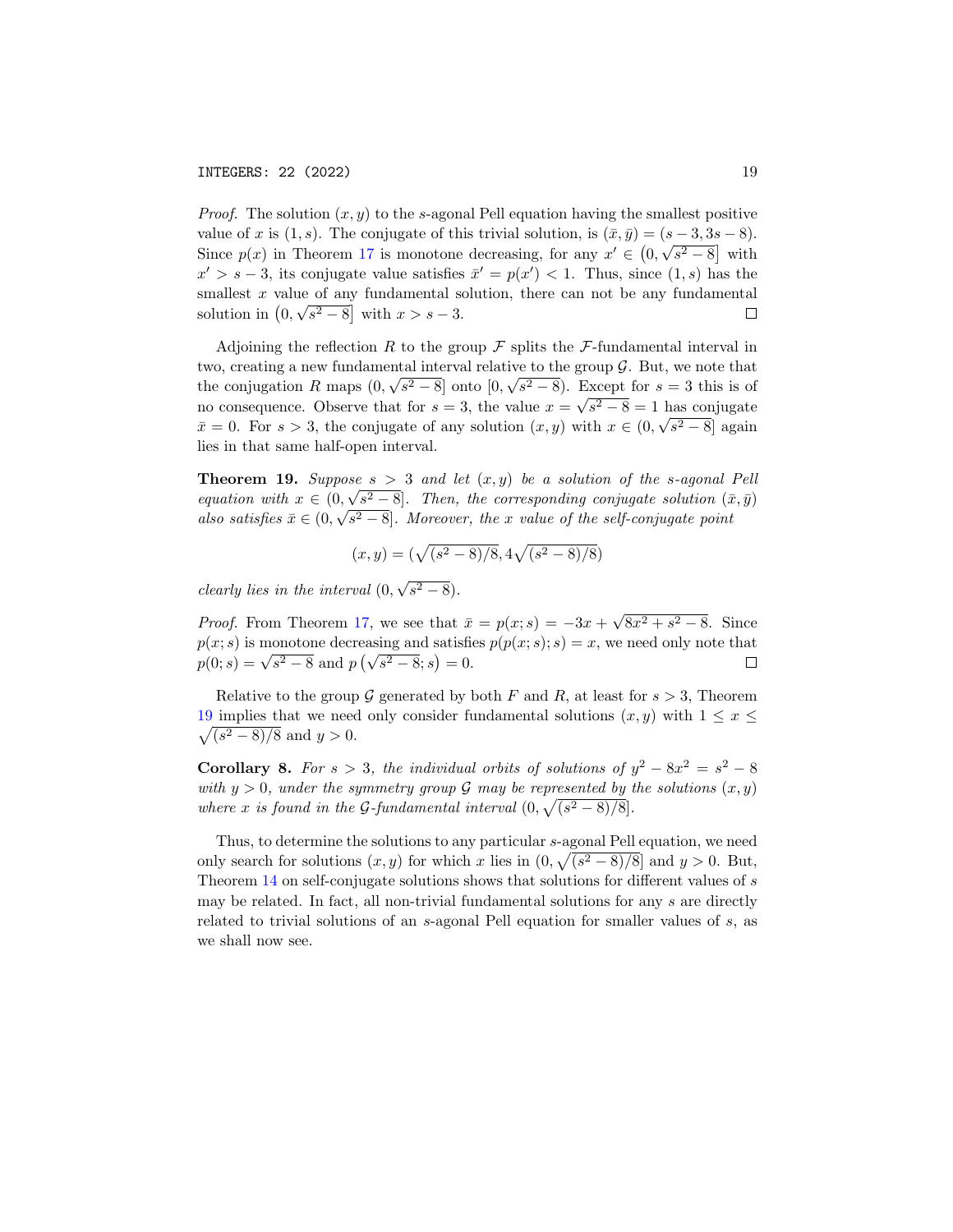*Proof.* The solution $(x, y)$ to the $s$-agonal Pell equation having the smallest positive value of $x$ is $(1, s)$. The conjugate of this trivial solution, is $(\bar{x}, \bar{y}) = (s-3, 3s-8)$. Since $p(x)$ in Theorem 17 is monotone decreasing, for any $x' \in \left(0, \sqrt{s^2-8}\right]$ with $x' > s-3$, its conjugate value satisfies $\bar{x}' = p(x') < 1$. Thus, since $(1, s)$ has the smallest $x$ value of any fundamental solution, there can not be any fundamental solution in $\left(0, \sqrt{s^2-8}\right]$ with $x > s-3$. $\square$

Adjoining the reflection $R$ to the group $\mathcal{F}$ splits the $\mathcal{F}$-fundamental interval in two, creating a new fundamental interval relative to the group $\mathcal{G}$. But, we note that the conjugation $R$ maps $(0, \sqrt{s^2-8}]$ onto $[0, \sqrt{s^2-8})$. Except for $s = 3$ this is of no consequence. Observe that for $s = 3$, the value $x = \sqrt{s^2-8} = 1$ has conjugate $\bar{x} = 0$. For $s > 3$, the conjugate of any solution $(x, y)$ with $x \in (0, \sqrt{s^2-8}]$ again lies in that same half-open interval.

**Theorem 19.** *Suppose $s > 3$ and let $(x, y)$ be a solution of the $s$-agonal Pell equation with $x \in (0, \sqrt{s^2-8}]$. Then, the corresponding conjugate solution $(\bar{x}, \bar{y})$ also satisfies $\bar{x} \in (0, \sqrt{s^2-8}]$. Moreover, the $x$ value of the self-conjugate point*

$$(x, y) = (\sqrt{(s^2-8)/8}, 4\sqrt{(s^2-8)/8})$$

*clearly lies in the interval $(0, \sqrt{s^2-8})$.*

*Proof.* From Theorem 17, we see that $\bar{x} = p(x; s) = -3x + \sqrt{8x^2 + s^2 - 8}$. Since $p(x; s)$ is monotone decreasing and satisfies $p(p(x; s); s) = x$, we need only note that $p(0; s) = \sqrt{s^2-8}$ and $p\left(\sqrt{s^2-8}; s\right) = 0$. $\square$

Relative to the group $\mathcal{G}$ generated by both $F$ and $R$, at least for $s > 3$, Theorem 19 implies that we need only consider fundamental solutions $(x, y)$ with $1 \leq x \leq \sqrt{(s^2-8)/8}$ and $y > 0$.

**Corollary 8.** *For $s > 3$, the individual orbits of solutions of $y^2 - 8x^2 = s^2 - 8$ with $y > 0$, under the symmetry group $\mathcal{G}$ may be represented by the solutions $(x, y)$ where $x$ is found in the $\mathcal{G}$-fundamental interval $(0, \sqrt{(s^2-8)/8}]$.*

Thus, to determine the solutions to any particular $s$-agonal Pell equation, we need only search for solutions $(x, y)$ for which $x$ lies in $(0, \sqrt{(s^2-8)/8}]$ and $y > 0$. But, Theorem 14 on self-conjugate solutions shows that solutions for different values of $s$ may be related. In fact, all non-trivial fundamental solutions for any $s$ are directly related to trivial solutions of an $s$-agonal Pell equation for smaller values of $s$, as we shall now see.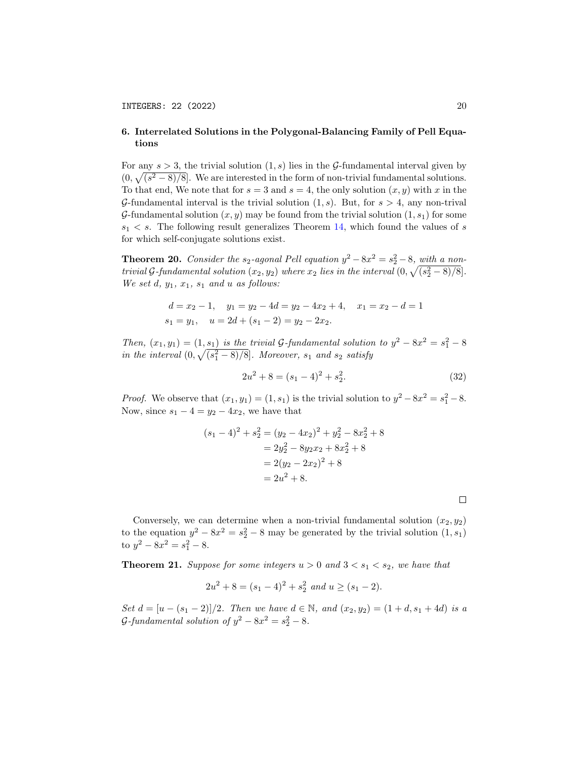## 6. Interrelated Solutions in the Polygonal-Balancing Family of Pell Equations

For any $s > 3$, the trivial solution $(1, s)$ lies in the $\mathcal{G}$-fundamental interval given by $(0, \sqrt{(s^2-8)/8}]$. We are interested in the form of non-trivial fundamental solutions. To that end, We note that for $s = 3$ and $s = 4$, the only solution $(x, y)$ with $x$ in the $\mathcal{G}$-fundamental interval is the trivial solution $(1, s)$. But, for $s > 4$, any non-trival $\mathcal{G}$-fundamental solution $(x, y)$ may be found from the trivial solution $(1, s_1)$ for some $s_1 < s$. The following result generalizes Theorem 14, which found the values of $s$ for which self-conjugate solutions exist.

**Theorem 20.** *Consider the $s_2$-agonal Pell equation $y^2 - 8x^2 = s_2^2 - 8$, with a non-trivial $\mathcal{G}$-fundamental solution $(x_2, y_2)$ where $x_2$ lies in the interval $(0, \sqrt{(s_2^2-8)/8}]$. We set $d$, $y_1$, $x_1$, $s_1$ and $u$ as follows:*

$$
\begin{aligned}
d &= x_2 - 1, \quad y_1 = y_2 - 4d = y_2 - 4x_2 + 4, \quad x_1 = x_2 - d = 1 \\
s_1 &= y_1, \quad u = 2d + (s_1 - 2) = y_2 - 2x_2.
\end{aligned}
$$

*Then, $(x_1, y_1) = (1, s_1)$ is the trivial $\mathcal{G}$-fundamental solution to $y^2 - 8x^2 = s_1^2 - 8$ in the interval $(0, \sqrt{(s_1^2-8)/8}]$. Moreover, $s_1$ and $s_2$ satisfy*

$$
2u^2 + 8 = (s_1 - 4)^2 + s_2^2. \tag{32}
$$

*Proof.* We observe that $(x_1, y_1) = (1, s_1)$ is the trivial solution to $y^2 - 8x^2 = s_1^2 - 8$. Now, since $s_1 - 4 = y_2 - 4x_2$, we have that

$$
\begin{aligned}
(s_1 - 4)^2 + s_2^2 &= (y_2 - 4x_2)^2 + y_2^2 - 8x_2^2 + 8 \\
&= 2y_2^2 - 8y_2x_2 + 8x_2^2 + 8 \\
&= 2(y_2 - 2x_2)^2 + 8 \\
&= 2u^2 + 8.
\end{aligned}
$$

□

Conversely, we can determine when a non-trivial fundamental solution $(x_2, y_2)$ to the equation $y^2 - 8x^2 = s_2^2 - 8$ may be generated by the trivial solution $(1, s_1)$ to $y^2 - 8x^2 = s_1^2 - 8$.

**Theorem 21.** *Suppose for some integers $u > 0$ and $3 < s_1 < s_2$, we have that*

$$
2u^2 + 8 = (s_1 - 4)^2 + s_2^2 \text{ and } u \geq (s_1 - 2).
$$

*Set $d = [u - (s_1 - 2)]/2$. Then we have $d \in \mathbb{N}$, and $(x_2, y_2) = (1 + d, s_1 + 4d)$ is a $\mathcal{G}$-fundamental solution of $y^2 - 8x^2 = s_2^2 - 8$.*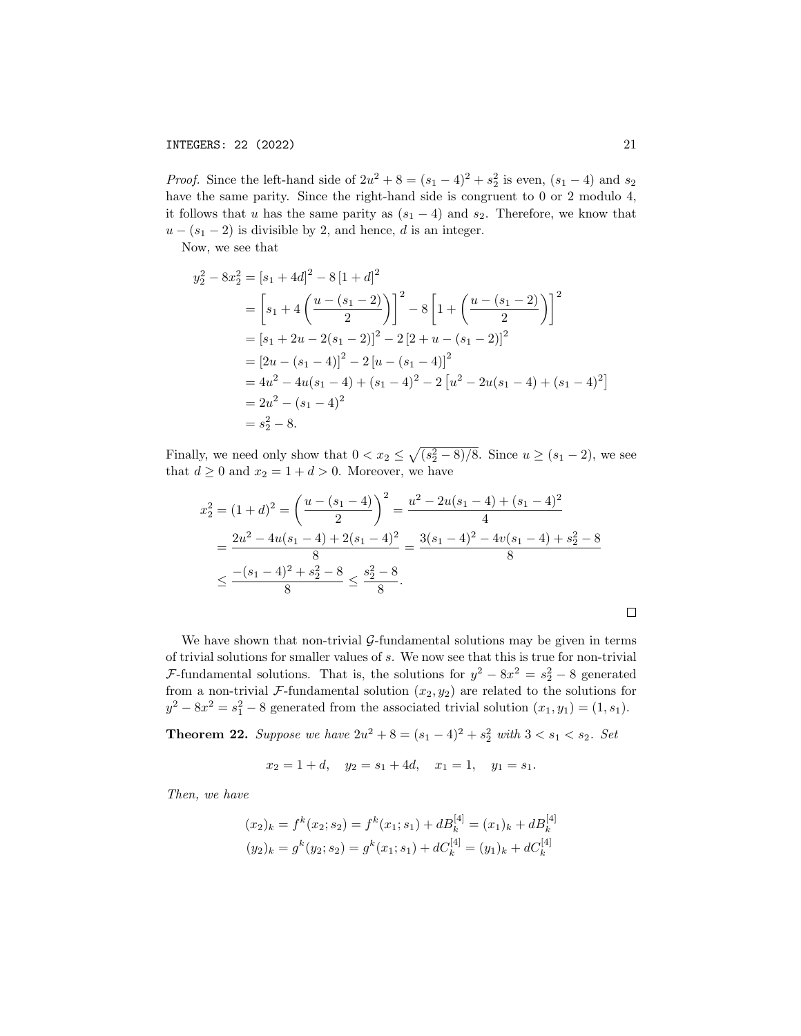*Proof.* Since the left-hand side of $2u^2 + 8 = (s_1 - 4)^2 + s_2^2$ is even, $(s_1 - 4)$ and $s_2$ have the same parity. Since the right-hand side is congruent to 0 or 2 modulo 4, it follows that $u$ has the same parity as $(s_1 - 4)$ and $s_2$. Therefore, we know that $u - (s_1 - 2)$ is divisible by 2, and hence, $d$ is an integer.

Now, we see that

$$
\begin{aligned}
y_2^2 - 8x_2^2 &= [s_1 + 4d]^2 - 8\,[1 + d]^2 \\
&= \left[s_1 + 4\left(\frac{u - (s_1 - 2)}{2}\right)\right]^2 - 8\left[1 + \left(\frac{u - (s_1 - 2)}{2}\right)\right]^2 \\
&= [s_1 + 2u - 2(s_1 - 2)]^2 - 2\,[2 + u - (s_1 - 2)]^2 \\
&= [2u - (s_1 - 4)]^2 - 2\,[u - (s_1 - 4)]^2 \\
&= 4u^2 - 4u(s_1 - 4) + (s_1 - 4)^2 - 2\left[u^2 - 2u(s_1 - 4) + (s_1 - 4)^2\right] \\
&= 2u^2 - (s_1 - 4)^2 \\
&= s_2^2 - 8.
\end{aligned}
$$

Finally, we need only show that $0 < x_2 \leq \sqrt{(s_2^2 - 8)/8}$. Since $u \geq (s_1 - 2)$, we see that $d \geq 0$ and $x_2 = 1 + d > 0$. Moreover, we have

$$
\begin{aligned}
x_2^2 = (1 + d)^2 &= \left(\frac{u - (s_1 - 4)}{2}\right)^2 = \frac{u^2 - 2u(s_1 - 4) + (s_1 - 4)^2}{4} \\
&= \frac{2u^2 - 4u(s_1 - 4) + 2(s_1 - 4)^2}{8} = \frac{3(s_1 - 4)^2 - 4v(s_1 - 4) + s_2^2 - 8}{8} \\
&\leq \frac{-(s_1 - 4)^2 + s_2^2 - 8}{8} \leq \frac{s_2^2 - 8}{8}.
\end{aligned}
$$

□

We have shown that non-trivial $\mathcal{G}$-fundamental solutions may be given in terms of trivial solutions for smaller values of $s$. We now see that this is true for non-trivial $\mathcal{F}$-fundamental solutions. That is, the solutions for $y^2 - 8x^2 = s_2^2 - 8$ generated from a non-trivial $\mathcal{F}$-fundamental solution $(x_2, y_2)$ are related to the solutions for $y^2 - 8x^2 = s_1^2 - 8$ generated from the associated trivial solution $(x_1, y_1) = (1, s_1)$.

**Theorem 22.** *Suppose we have $2u^2 + 8 = (s_1 - 4)^2 + s_2^2$ with $3 < s_1 < s_2$. Set*

$$
x_2 = 1 + d, \quad y_2 = s_1 + 4d, \quad x_1 = 1, \quad y_1 = s_1.
$$

*Then, we have*

$$
\begin{aligned}
(x_2)_k &= f^k(x_2; s_2) = f^k(x_1; s_1) + dB_k^{[4]} = (x_1)_k + dB_k^{[4]} \\
(y_2)_k &= g^k(y_2; s_2) = g^k(x_1; s_1) + dC_k^{[4]} = (y_1)_k + dC_k^{[4]}
\end{aligned}
$$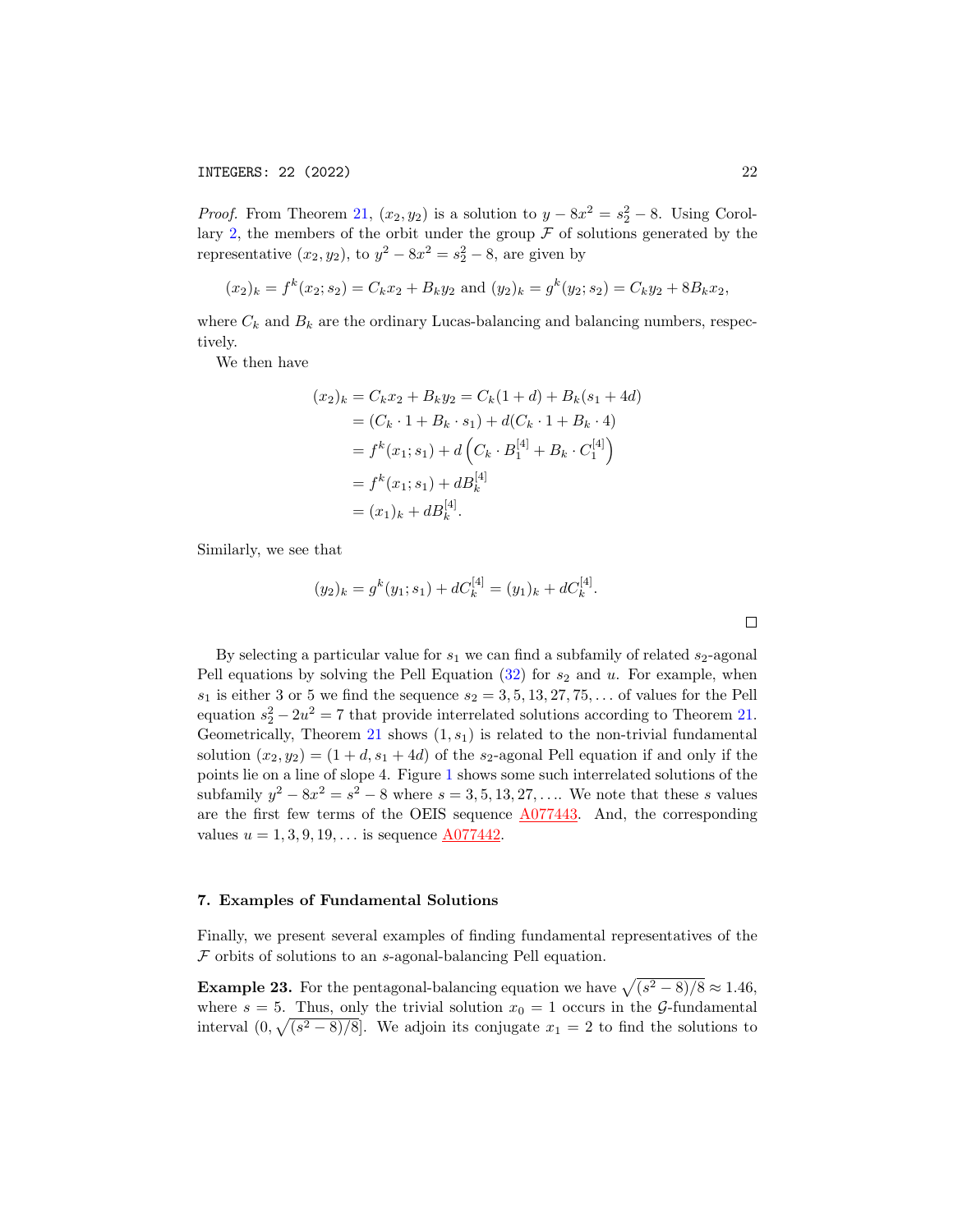*Proof.* From Theorem 21, $(x_2, y_2)$ is a solution to $y - 8x^2 = s_2^2 - 8$. Using Corollary 2, the members of the orbit under the group $\mathcal{F}$ of solutions generated by the representative $(x_2, y_2)$, to $y^2 - 8x^2 = s_2^2 - 8$, are given by

$$(x_2)_k = f^k(x_2; s_2) = C_k x_2 + B_k y_2 \text{ and } (y_2)_k = g^k(y_2; s_2) = C_k y_2 + 8B_k x_2,$$

where $C_k$ and $B_k$ are the ordinary Lucas-balancing and balancing numbers, respectively.

We then have

$$\begin{aligned}
(x_2)_k &= C_k x_2 + B_k y_2 = C_k(1 + d) + B_k(s_1 + 4d) \\
&= (C_k \cdot 1 + B_k \cdot s_1) + d(C_k \cdot 1 + B_k \cdot 4) \\
&= f^k(x_1; s_1) + d\left(C_k \cdot B_1^{[4]} + B_k \cdot C_1^{[4]}\right) \\
&= f^k(x_1; s_1) + dB_k^{[4]} \\
&= (x_1)_k + dB_k^{[4]}.
\end{aligned}$$

Similarly, we see that

$$(y_2)_k = g^k(y_1; s_1) + dC_k^{[4]} = (y_1)_k + dC_k^{[4]}.$$

□

By selecting a particular value for $s_1$ we can find a subfamily of related $s_2$-agonal Pell equations by solving the Pell Equation (32) for $s_2$ and $u$. For example, when $s_1$ is either 3 or 5 we find the sequence $s_2 = 3, 5, 13, 27, 75, \ldots$ of values for the Pell equation $s_2^2 - 2u^2 = 7$ that provide interrelated solutions according to Theorem 21. Geometrically, Theorem 21 shows $(1, s_1)$ is related to the non-trivial fundamental solution $(x_2, y_2) = (1 + d, s_1 + 4d)$ of the $s_2$-agonal Pell equation if and only if the points lie on a line of slope 4. Figure 1 shows some such interrelated solutions of the subfamily $y^2 - 8x^2 = s^2 - 8$ where $s = 3, 5, 13, 27, \ldots$. We note that these $s$ values are the first few terms of the OEIS sequence A077443. And, the corresponding values $u = 1, 3, 9, 19, \ldots$ is sequence A077442.

## 7. Examples of Fundamental Solutions

Finally, we present several examples of finding fundamental representatives of the $\mathcal{F}$ orbits of solutions to an $s$-agonal-balancing Pell equation.

**Example 23.** For the pentagonal-balancing equation we have $\sqrt{(s^2 - 8)/8} \approx 1.46$, where $s = 5$. Thus, only the trivial solution $x_0 = 1$ occurs in the $\mathcal{G}$-fundamental interval $(0, \sqrt{(s^2 - 8)/8}]$. We adjoin its conjugate $x_1 = 2$ to find the solutions to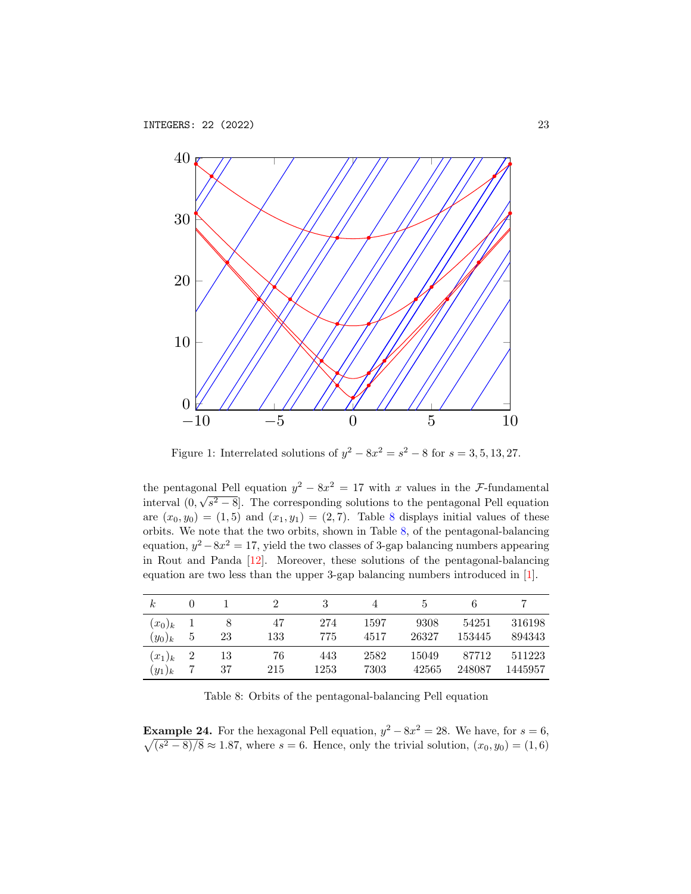Figure 1: Interrelated solutions of $y^2 - 8x^2 = s^2 - 8$ for $s = 3, 5, 13, 27$.

the pentagonal Pell equation $y^2 - 8x^2 = 17$ with $x$ values in the $\mathcal{F}$-fundamental interval $(0, \sqrt{s^2 - 8}]$. The corresponding solutions to the pentagonal Pell equation are $(x_0, y_0) = (1, 5)$ and $(x_1, y_1) = (2, 7)$. Table 8 displays initial values of these orbits. We note that the two orbits, shown in Table 8, of the pentagonal-balancing equation, $y^2 - 8x^2 = 17$, yield the two classes of 3-gap balancing numbers appearing in Rout and Panda [12]. Moreover, these solutions of the pentagonal-balancing equation are two less than the upper 3-gap balancing numbers introduced in [1].

| $k$ | 0 | 1 | 2 | 3 | 4 | 5 | 6 | 7 |
|---|---|---|---|---|---|---|---|---|
| $(x_0)_k$ | 1 | 8 | 47 | 274 | 1597 | 9308 | 54251 | 316198 |
| $(y_0)_k$ | 5 | 23 | 133 | 775 | 4517 | 26327 | 153445 | 894343 |
| $(x_1)_k$ | 2 | 13 | 76 | 443 | 2582 | 15049 | 87712 | 511223 |
| $(y_1)_k$ | 7 | 37 | 215 | 1253 | 7303 | 42565 | 248087 | 1445957 |

Table 8: Orbits of the pentagonal-balancing Pell equation

**Example 24.** For the hexagonal Pell equation, $y^2 - 8x^2 = 28$. We have, for $s = 6$, $\sqrt{(s^2 - 8)/8} \approx 1.87$, where $s = 6$. Hence, only the trivial solution, $(x_0, y_0) = (1, 6)$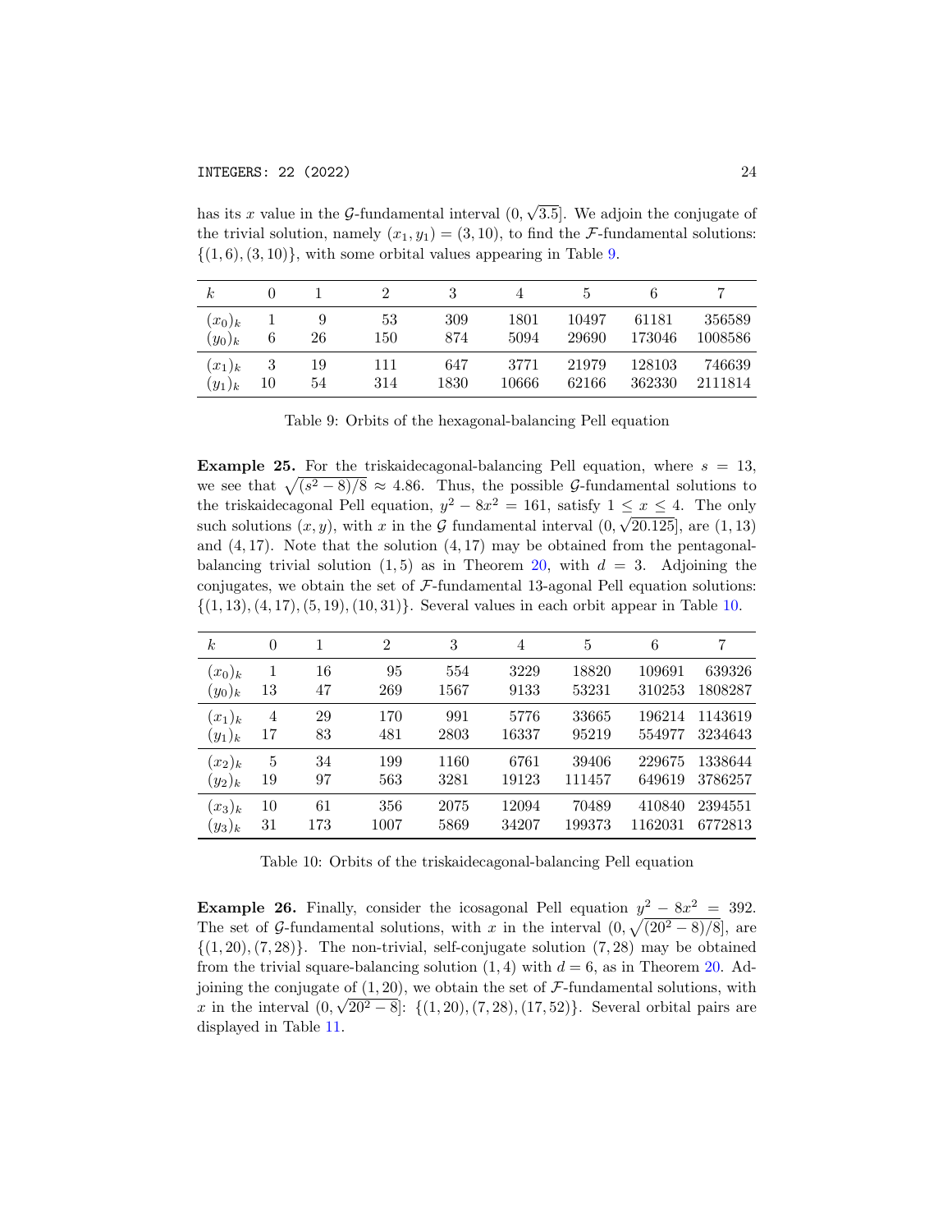has its $x$ value in the $\mathcal{G}$-fundamental interval $(0, \sqrt{3.5}]$. We adjoin the conjugate of the trivial solution, namely $(x_1, y_1) = (3, 10)$, to find the $\mathcal{F}$-fundamental solutions: $\{(1, 6), (3, 10)\}$, with some orbital values appearing in Table 9.

| $k$ | 0 | 1 | 2 | 3 | 4 | 5 | 6 | 7 |
|---|---|---|---|---|---|---|---|---|
| $(x_0)_k$ | 1 | 9 | 53 | 309 | 1801 | 10497 | 61181 | 356589 |
| $(y_0)_k$ | 6 | 26 | 150 | 874 | 5094 | 29690 | 173046 | 1008586 |
| $(x_1)_k$ | 3 | 19 | 111 | 647 | 3771 | 21979 | 128103 | 746639 |
| $(y_1)_k$ | 10 | 54 | 314 | 1830 | 10666 | 62166 | 362330 | 2111814 |

Table 9: Orbits of the hexagonal-balancing Pell equation

**Example 25.** For the triskaidecagonal-balancing Pell equation, where $s = 13$, we see that $\sqrt{(s^2 - 8)/8} \approx 4.86$. Thus, the possible $\mathcal{G}$-fundamental solutions to the triskaidecagonal Pell equation, $y^2 - 8x^2 = 161$, satisfy $1 \le x \le 4$. The only such solutions $(x, y)$, with $x$ in the $\mathcal{G}$ fundamental interval $(0, \sqrt{20.125}]$, are $(1, 13)$ and $(4, 17)$. Note that the solution $(4, 17)$ may be obtained from the pentagonal-balancing trivial solution $(1, 5)$ as in Theorem 20, with $d = 3$. Adjoining the conjugates, we obtain the set of $\mathcal{F}$-fundamental 13-agonal Pell equation solutions: $\{(1, 13), (4, 17), (5, 19), (10, 31)\}$. Several values in each orbit appear in Table 10.

| $k$ | 0 | 1 | 2 | 3 | 4 | 5 | 6 | 7 |
|---|---|---|---|---|---|---|---|---|
| $(x_0)_k$ | 1 | 16 | 95 | 554 | 3229 | 18820 | 109691 | 639326 |
| $(y_0)_k$ | 13 | 47 | 269 | 1567 | 9133 | 53231 | 310253 | 1808287 |
| $(x_1)_k$ | 4 | 29 | 170 | 991 | 5776 | 33665 | 196214 | 1143619 |
| $(y_1)_k$ | 17 | 83 | 481 | 2803 | 16337 | 95219 | 554977 | 3234643 |
| $(x_2)_k$ | 5 | 34 | 199 | 1160 | 6761 | 39406 | 229675 | 1338644 |
| $(y_2)_k$ | 19 | 97 | 563 | 3281 | 19123 | 111457 | 649619 | 3786257 |
| $(x_3)_k$ | 10 | 61 | 356 | 2075 | 12094 | 70489 | 410840 | 2394551 |
| $(y_3)_k$ | 31 | 173 | 1007 | 5869 | 34207 | 199373 | 1162031 | 6772813 |

Table 10: Orbits of the triskaidecagonal-balancing Pell equation

**Example 26.** Finally, consider the icosagonal Pell equation $y^2 - 8x^2 = 392$. The set of $\mathcal{G}$-fundamental solutions, with $x$ in the interval $(0, \sqrt{(20^2 - 8)/8}]$, are $\{(1, 20), (7, 28)\}$. The non-trivial, self-conjugate solution $(7, 28)$ may be obtained from the trivial square-balancing solution $(1, 4)$ with $d = 6$, as in Theorem 20. Adjoining the conjugate of $(1, 20)$, we obtain the set of $\mathcal{F}$-fundamental solutions, with $x$ in the interval $(0, \sqrt{20^2 - 8}]$: $\{(1, 20), (7, 28), (17, 52)\}$. Several orbital pairs are displayed in Table 11.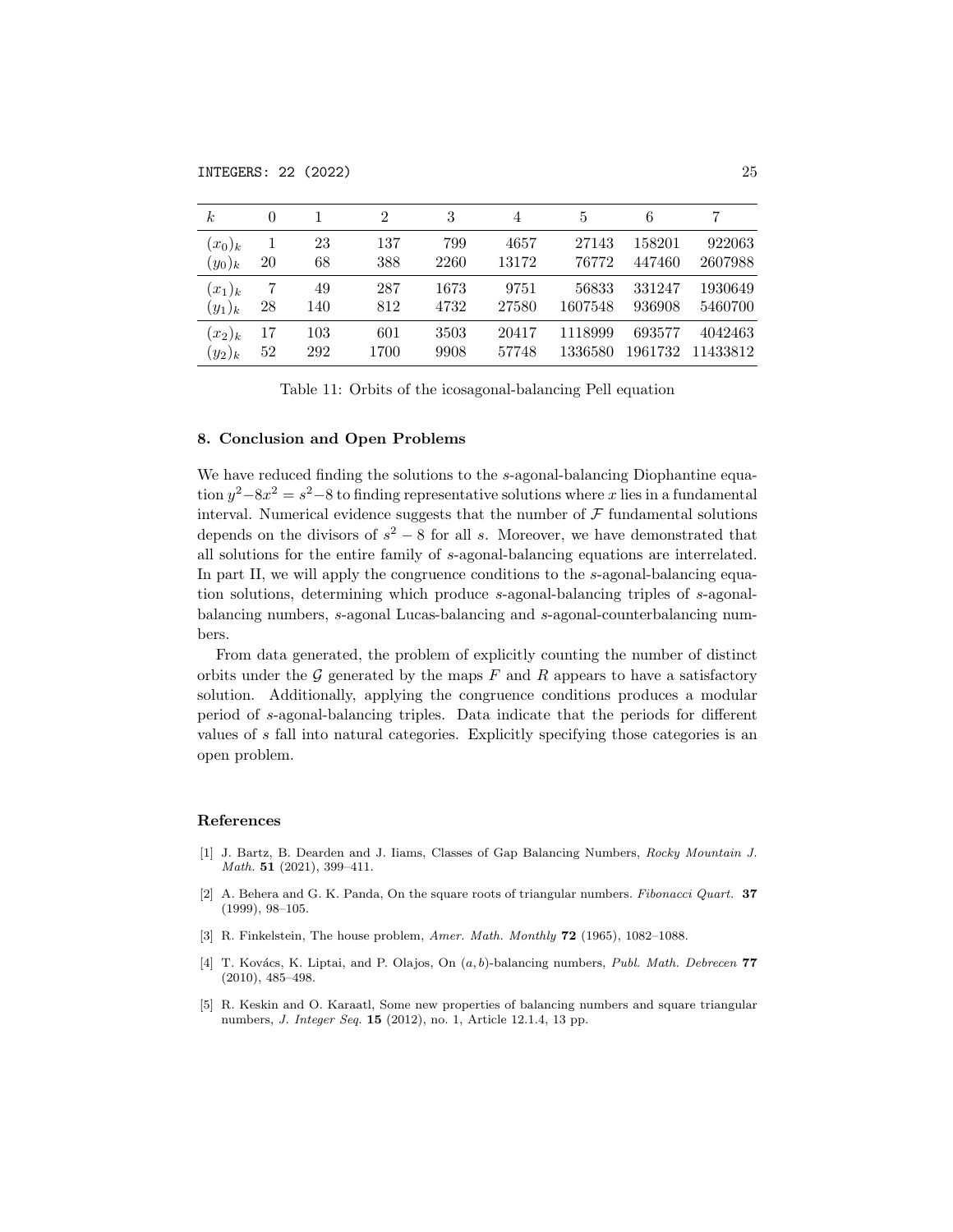| $k$ | 0 | 1 | 2 | 3 | 4 | 5 | 6 | 7 |
|---|---|---|---|---|---|---|---|---|
| $(x_0)_k$ | 1 | 23 | 137 | 799 | 4657 | 27143 | 158201 | 922063 |
| $(y_0)_k$ | 20 | 68 | 388 | 2260 | 13172 | 76772 | 447460 | 2607988 |
| $(x_1)_k$ | 7 | 49 | 287 | 1673 | 9751 | 56833 | 331247 | 1930649 |
| $(y_1)_k$ | 28 | 140 | 812 | 4732 | 27580 | 1607548 | 936908 | 5460700 |
| $(x_2)_k$ | 17 | 103 | 601 | 3503 | 20417 | 1118999 | 693577 | 4042463 |
| $(y_2)_k$ | 52 | 292 | 1700 | 9908 | 57748 | 1336580 | 1961732 | 11433812 |

Table 11: Orbits of the icosagonal-balancing Pell equation

## 8. Conclusion and Open Problems

We have reduced finding the solutions to the $s$-agonal-balancing Diophantine equation $y^2-8x^2 = s^2-8$ to finding representative solutions where $x$ lies in a fundamental interval. Numerical evidence suggests that the number of $\mathcal{F}$ fundamental solutions depends on the divisors of $s^2 - 8$ for all $s$. Moreover, we have demonstrated that all solutions for the entire family of $s$-agonal-balancing equations are interrelated. In part II, we will apply the congruence conditions to the $s$-agonal-balancing equation solutions, determining which produce $s$-agonal-balancing triples of $s$-agonal-balancing numbers, $s$-agonal Lucas-balancing and $s$-agonal-counterbalancing numbers.

From data generated, the problem of explicitly counting the number of distinct orbits under the $\mathcal{G}$ generated by the maps $F$ and $R$ appears to have a satisfactory solution. Additionally, applying the congruence conditions produces a modular period of $s$-agonal-balancing triples. Data indicate that the periods for different values of $s$ fall into natural categories. Explicitly specifying those categories is an open problem.

## References

[1] J. Bartz, B. Dearden and J. Iiams, Classes of Gap Balancing Numbers, *Rocky Mountain J. Math.* **51** (2021), 399–411.

[2] A. Behera and G. K. Panda, On the square roots of triangular numbers. *Fibonacci Quart.* **37** (1999), 98–105.

[3] R. Finkelstein, The house problem, *Amer. Math. Monthly* **72** (1965), 1082–1088.

[4] T. Kovács, K. Liptai, and P. Olajos, On $(a, b)$-balancing numbers, *Publ. Math. Debrecen* **77** (2010), 485–498.

[5] R. Keskin and O. Karaatl, Some new properties of balancing numbers and square triangular numbers, *J. Integer Seq.* **15** (2012), no. 1, Article 12.1.4, 13 pp.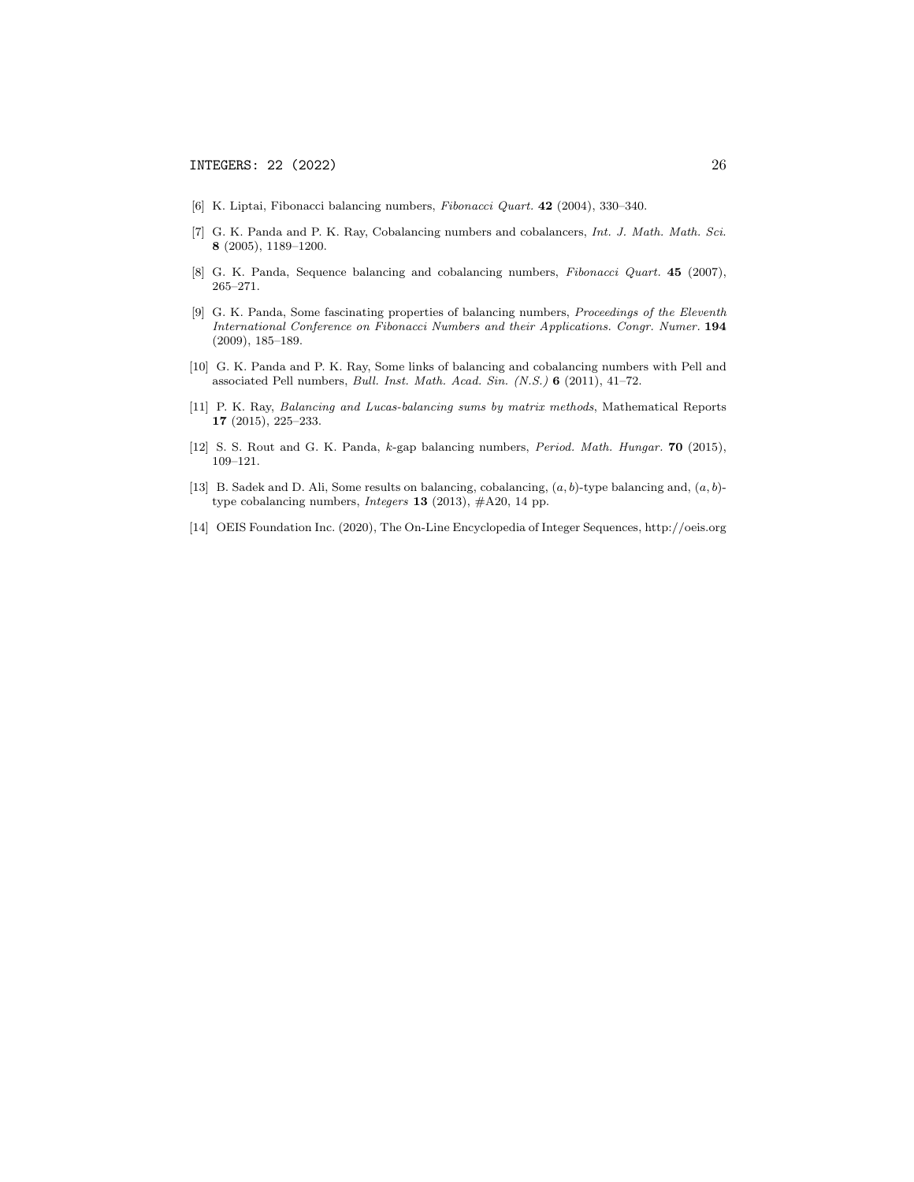[6] K. Liptai, Fibonacci balancing numbers, *Fibonacci Quart.* **42** (2004), 330–340.

[7] G. K. Panda and P. K. Ray, Cobalancing numbers and cobalancers, *Int. J. Math. Math. Sci.* **8** (2005), 1189–1200.

[8] G. K. Panda, Sequence balancing and cobalancing numbers, *Fibonacci Quart.* **45** (2007), 265–271.

[9] G. K. Panda, Some fascinating properties of balancing numbers, *Proceedings of the Eleventh International Conference on Fibonacci Numbers and their Applications. Congr. Numer.* **194** (2009), 185–189.

[10] G. K. Panda and P. K. Ray, Some links of balancing and cobalancing numbers with Pell and associated Pell numbers, *Bull. Inst. Math. Acad. Sin. (N.S.)* **6** (2011), 41–72.

[11] P. K. Ray, *Balancing and Lucas-balancing sums by matrix methods*, Mathematical Reports **17** (2015), 225–233.

[12] S. S. Rout and G. K. Panda, $k$-gap balancing numbers, *Period. Math. Hungar.* **70** (2015), 109–121.

[13] B. Sadek and D. Ali, Some results on balancing, cobalancing, $(a, b)$-type balancing and, $(a, b)$-type cobalancing numbers, *Integers* **13** (2013), #A20, 14 pp.

[14] OEIS Foundation Inc. (2020), The On-Line Encyclopedia of Integer Sequences, http://oeis.org